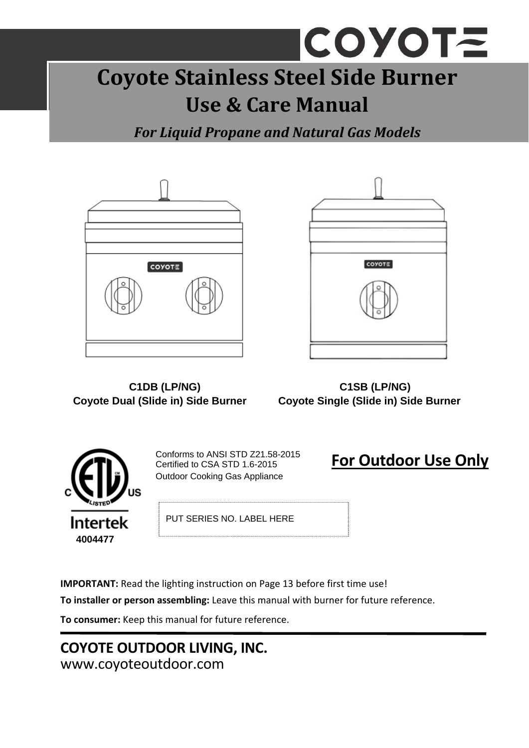COYOTE

# Coyote Stainless Steel Side Burner

## Use & Care Manual

***For Liquid Propane and Natural Gas Models***

**C1DB (LP/NG)**
**Coyote Dual (Slide in) Side Burner**

**C1SB (LP/NG)**
**Coyote Single (Slide in) Side Burner**

C US LISTED
Intertek
**4004477**

Conforms to ANSI STD Z21.58-2015
Certified to CSA STD 1.6-2015
Outdoor Cooking Gas Appliance

**For Outdoor Use Only**

PUT SERIES NO. LABEL HERE

**IMPORTANT:** Read the lighting instruction on Page 13 before first time use!

**To installer or person assembling:** Leave this manual with burner for future reference.

**To consumer:** Keep this manual for future reference.

**COYOTE OUTDOOR LIVING, INC.**
www.coyoteoutdoor.com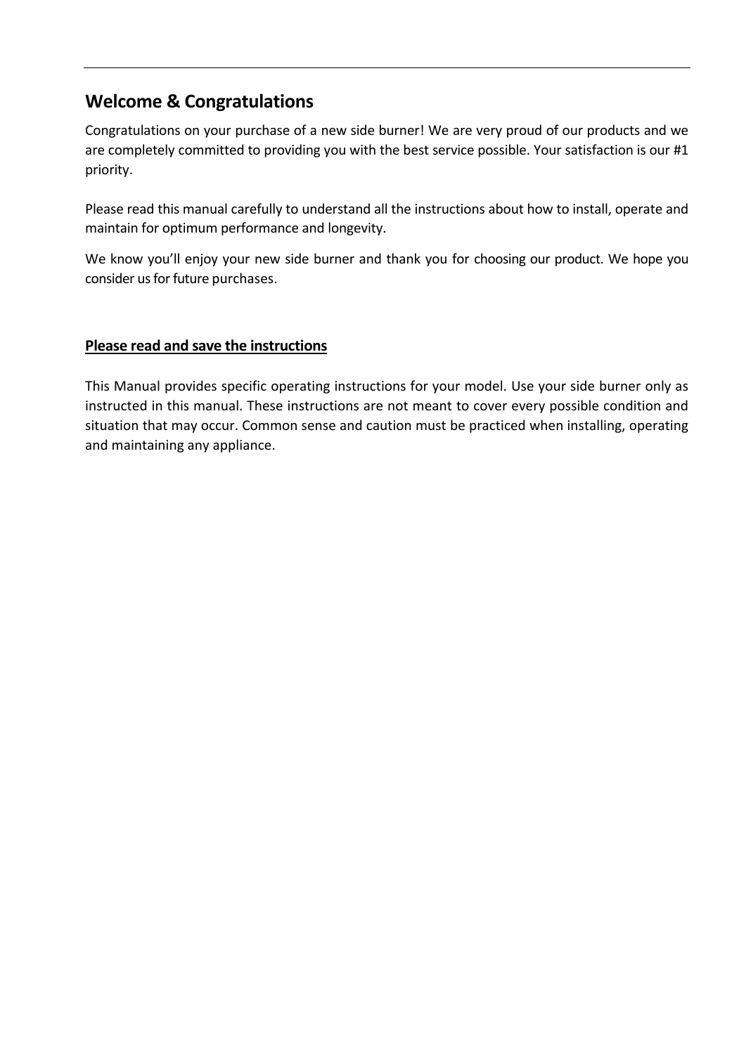## Welcome & Congratulations

Congratulations on your purchase of a new side burner! We are very proud of our products and we are completely committed to providing you with the best service possible. Your satisfaction is our #1 priority.

Please read this manual carefully to understand all the instructions about how to install, operate and maintain for optimum performance and longevity.

We know you'll enjoy your new side burner and thank you for choosing our product. We hope you consider us for future purchases.

### Please read and save the instructions

This Manual provides specific operating instructions for your model. Use your side burner only as instructed in this manual. These instructions are not meant to cover every possible condition and situation that may occur. Common sense and caution must be practiced when installing, operating and maintaining any appliance.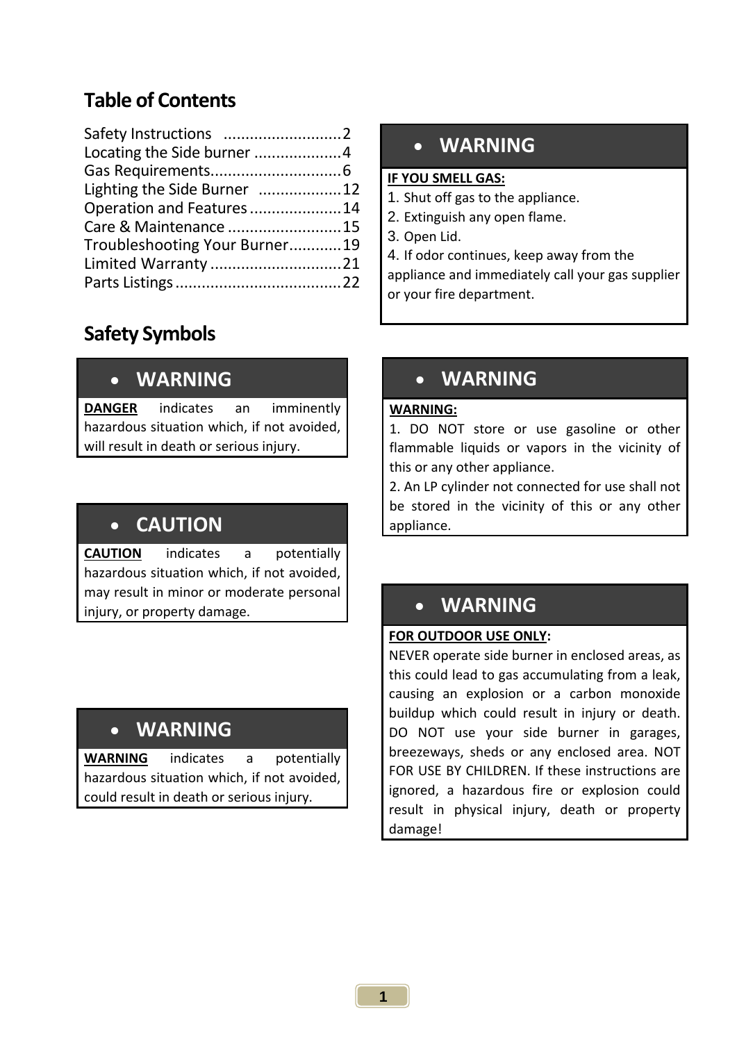## Table of Contents

| | |
|---|---|
| Safety Instructions | 2 |
| Locating the Side burner | 4 |
| Gas Requirements | 6 |
| Lighting the Side Burner | 12 |
| Operation and Features | 14 |
| Care & Maintenance | 15 |
| Troubleshooting Your Burner | 19 |
| Limited Warranty | 21 |
| Parts Listings | 22 |

## Safety Symbols

### • WARNING

**DANGER** indicates an imminently hazardous situation which, if not avoided, will result in death or serious injury.

### • CAUTION

**CAUTION** indicates a potentially hazardous situation which, if not avoided, may result in minor or moderate personal injury, or property damage.

### • WARNING

**WARNING** indicates a potentially hazardous situation which, if not avoided, could result in death or serious injury.

### • WARNING

**IF YOU SMELL GAS:**

1. Shut off gas to the appliance.
2. Extinguish any open flame.
3. Open Lid.
4. If odor continues, keep away from the appliance and immediately call your gas supplier or your fire department.

### • WARNING

**WARNING:**

1. DO NOT store or use gasoline or other flammable liquids or vapors in the vicinity of this or any other appliance.
2. An LP cylinder not connected for use shall not be stored in the vicinity of this or any other appliance.

### • WARNING

**FOR OUTDOOR USE ONLY:**

NEVER operate side burner in enclosed areas, as this could lead to gas accumulating from a leak, causing an explosion or a carbon monoxide buildup which could result in injury or death. DO NOT use your side burner in garages, breezeways, sheds or any enclosed area. NOT FOR USE BY CHILDREN. If these instructions are ignored, a hazardous fire or explosion could result in physical injury, death or property damage!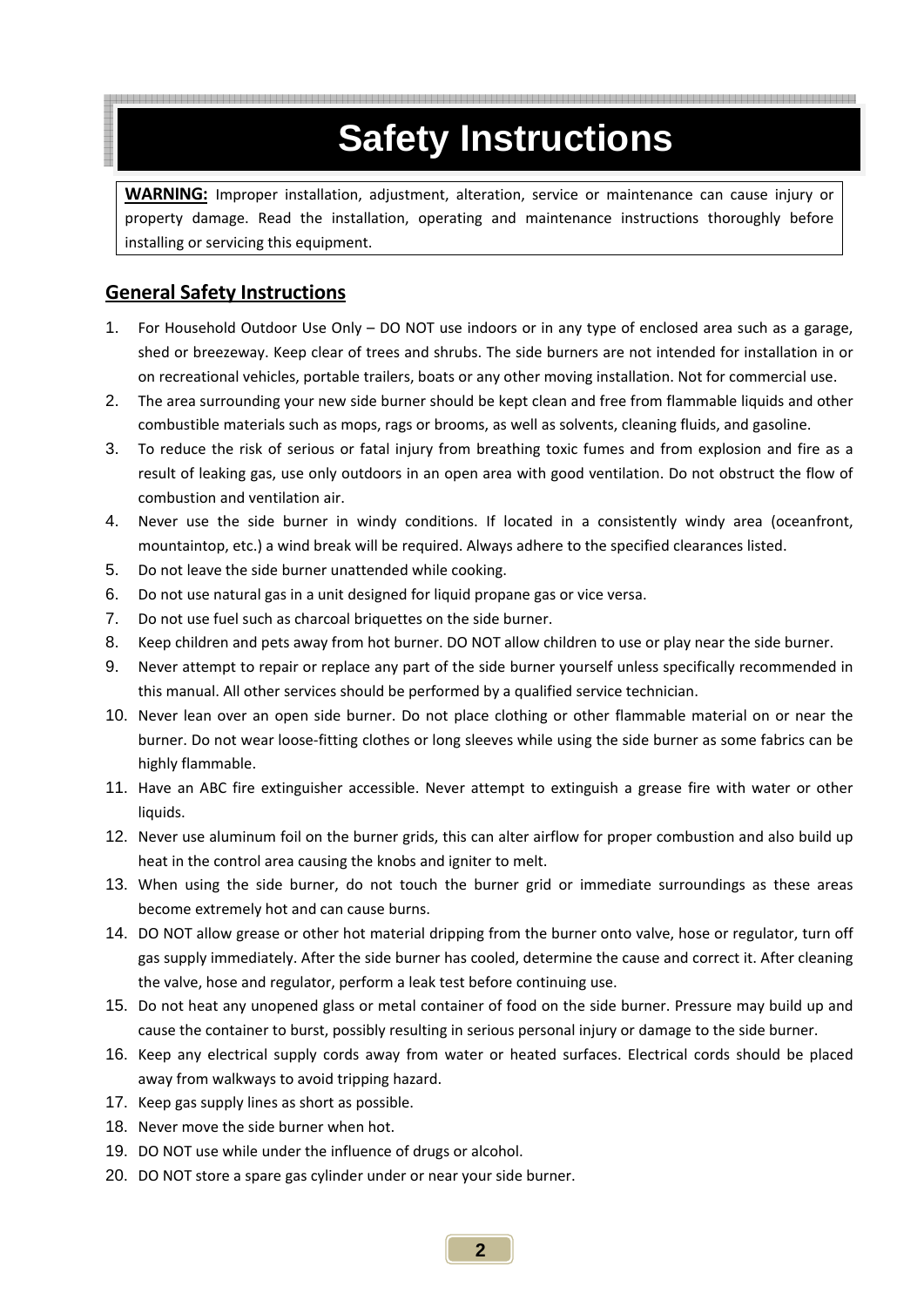# Safety Instructions

**WARNING:** Improper installation, adjustment, alteration, service or maintenance can cause injury or property damage. Read the installation, operating and maintenance instructions thoroughly before installing or servicing this equipment.

## General Safety Instructions

1. For Household Outdoor Use Only – DO NOT use indoors or in any type of enclosed area such as a garage, shed or breezeway. Keep clear of trees and shrubs. The side burners are not intended for installation in or on recreational vehicles, portable trailers, boats or any other moving installation. Not for commercial use.
2. The area surrounding your new side burner should be kept clean and free from flammable liquids and other combustible materials such as mops, rags or brooms, as well as solvents, cleaning fluids, and gasoline.
3. To reduce the risk of serious or fatal injury from breathing toxic fumes and from explosion and fire as a result of leaking gas, use only outdoors in an open area with good ventilation. Do not obstruct the flow of combustion and ventilation air.
4. Never use the side burner in windy conditions. If located in a consistently windy area (oceanfront, mountaintop, etc.) a wind break will be required. Always adhere to the specified clearances listed.
5. Do not leave the side burner unattended while cooking.
6. Do not use natural gas in a unit designed for liquid propane gas or vice versa.
7. Do not use fuel such as charcoal briquettes on the side burner.
8. Keep children and pets away from hot burner. DO NOT allow children to use or play near the side burner.
9. Never attempt to repair or replace any part of the side burner yourself unless specifically recommended in this manual. All other services should be performed by a qualified service technician.
10. Never lean over an open side burner. Do not place clothing or other flammable material on or near the burner. Do not wear loose-fitting clothes or long sleeves while using the side burner as some fabrics can be highly flammable.
11. Have an ABC fire extinguisher accessible. Never attempt to extinguish a grease fire with water or other liquids.
12. Never use aluminum foil on the burner grids, this can alter airflow for proper combustion and also build up heat in the control area causing the knobs and igniter to melt.
13. When using the side burner, do not touch the burner grid or immediate surroundings as these areas become extremely hot and can cause burns.
14. DO NOT allow grease or other hot material dripping from the burner onto valve, hose or regulator, turn off gas supply immediately. After the side burner has cooled, determine the cause and correct it. After cleaning the valve, hose and regulator, perform a leak test before continuing use.
15. Do not heat any unopened glass or metal container of food on the side burner. Pressure may build up and cause the container to burst, possibly resulting in serious personal injury or damage to the side burner.
16. Keep any electrical supply cords away from water or heated surfaces. Electrical cords should be placed away from walkways to avoid tripping hazard.
17. Keep gas supply lines as short as possible.
18. Never move the side burner when hot.
19. DO NOT use while under the influence of drugs or alcohol.
20. DO NOT store a spare gas cylinder under or near your side burner.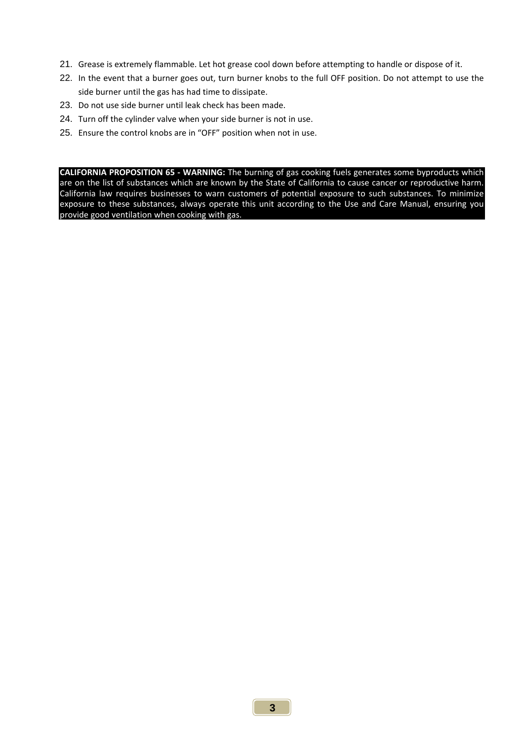21. Grease is extremely flammable. Let hot grease cool down before attempting to handle or dispose of it.
22. In the event that a burner goes out, turn burner knobs to the full OFF position. Do not attempt to use the side burner until the gas has had time to dissipate.
23. Do not use side burner until leak check has been made.
24. Turn off the cylinder valve when your side burner is not in use.
25. Ensure the control knobs are in “OFF” position when not in use.

**CALIFORNIA PROPOSITION 65 - WARNING:** The burning of gas cooking fuels generates some byproducts which are on the list of substances which are known by the State of California to cause cancer or reproductive harm. California law requires businesses to warn customers of potential exposure to such substances. To minimize exposure to these substances, always operate this unit according to the Use and Care Manual, ensuring you provide good ventilation when cooking with gas.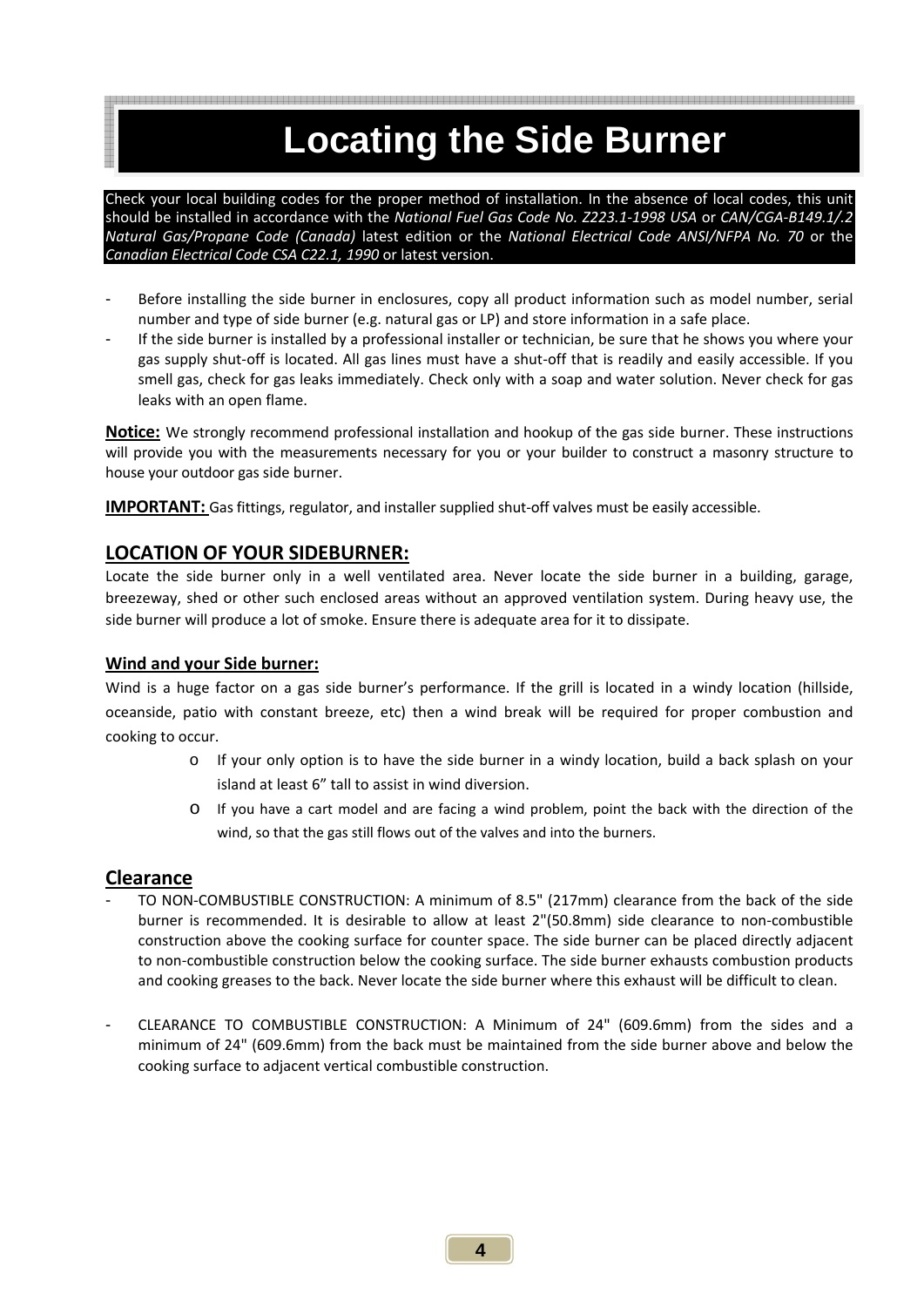# Locating the Side Burner

Check your local building codes for the proper method of installation. In the absence of local codes, this unit should be installed in accordance with the *National Fuel Gas Code No. Z223.1-1998 USA* or *CAN/CGA-B149.1/.2 Natural Gas/Propane Code (Canada)* latest edition or the *National Electrical Code ANSI/NFPA No. 70* or the *Canadian Electrical Code CSA C22.1, 1990* or latest version.

- Before installing the side burner in enclosures, copy all product information such as model number, serial number and type of side burner (e.g. natural gas or LP) and store information in a safe place.
- If the side burner is installed by a professional installer or technician, be sure that he shows you where your gas supply shut-off is located. All gas lines must have a shut-off that is readily and easily accessible. If you smell gas, check for gas leaks immediately. Check only with a soap and water solution. Never check for gas leaks with an open flame.

**Notice:** We strongly recommend professional installation and hookup of the gas side burner. These instructions will provide you with the measurements necessary for you or your builder to construct a masonry structure to house your outdoor gas side burner.

**IMPORTANT:** Gas fittings, regulator, and installer supplied shut-off valves must be easily accessible.

## LOCATION OF YOUR SIDEBURNER:

Locate the side burner only in a well ventilated area. Never locate the side burner in a building, garage, breezeway, shed or other such enclosed areas without an approved ventilation system. During heavy use, the side burner will produce a lot of smoke. Ensure there is adequate area for it to dissipate.

### Wind and your Side burner:

Wind is a huge factor on a gas side burner's performance. If the grill is located in a windy location (hillside, oceanside, patio with constant breeze, etc) then a wind break will be required for proper combustion and cooking to occur.

- If your only option is to have the side burner in a windy location, build a back splash on your island at least 6" tall to assist in wind diversion.
- If you have a cart model and are facing a wind problem, point the back with the direction of the wind, so that the gas still flows out of the valves and into the burners.

## Clearance

- TO NON-COMBUSTIBLE CONSTRUCTION: A minimum of 8.5" (217mm) clearance from the back of the side burner is recommended. It is desirable to allow at least 2"(50.8mm) side clearance to non-combustible construction above the cooking surface for counter space. The side burner can be placed directly adjacent to non-combustible construction below the cooking surface. The side burner exhausts combustion products and cooking greases to the back. Never locate the side burner where this exhaust will be difficult to clean.

- CLEARANCE TO COMBUSTIBLE CONSTRUCTION: A Minimum of 24" (609.6mm) from the sides and a minimum of 24" (609.6mm) from the back must be maintained from the side burner above and below the cooking surface to adjacent vertical combustible construction.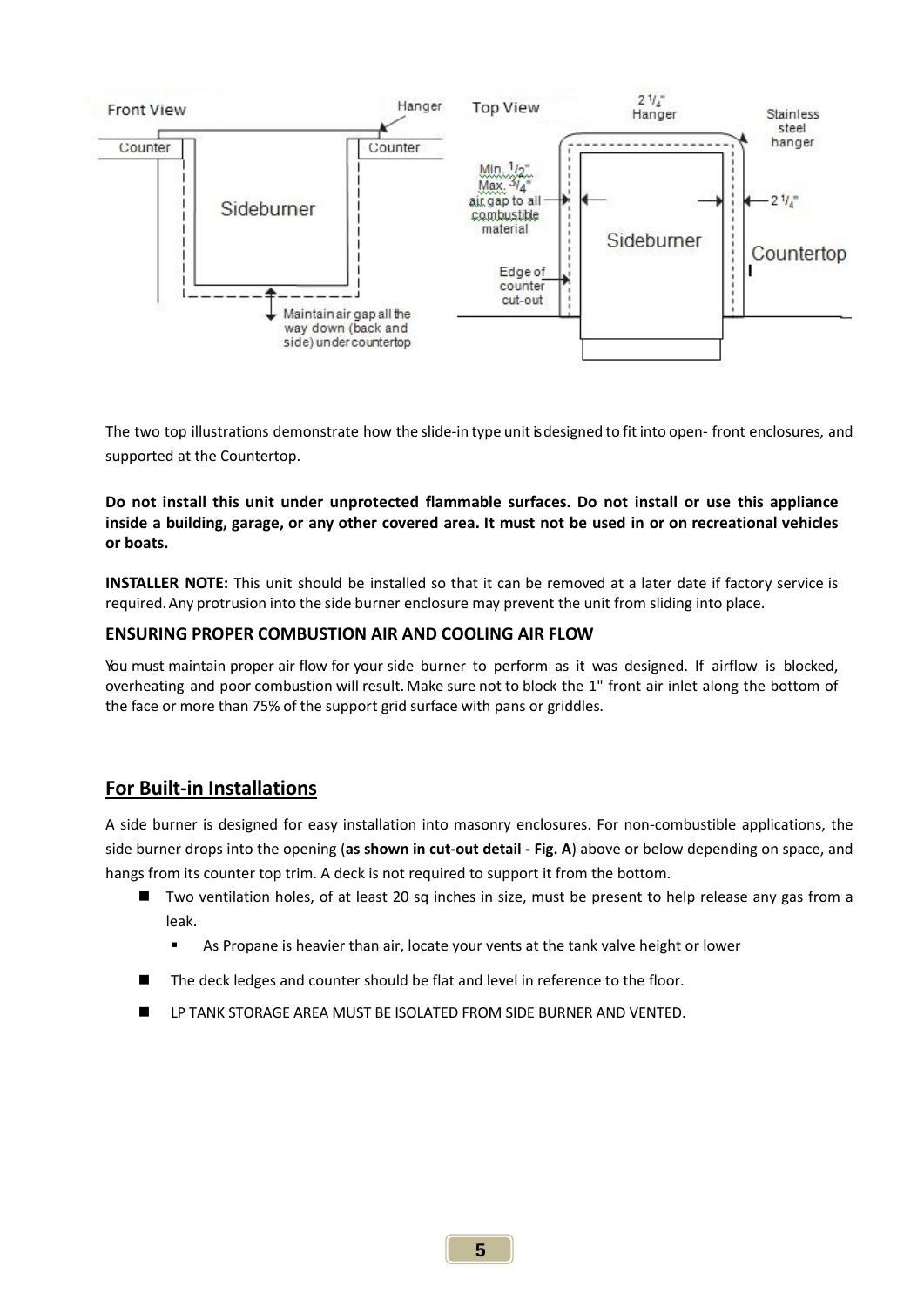The two top illustrations demonstrate how the slide-in type unit is designed to fit into open- front enclosures, and supported at the Countertop.

**Do not install this unit under unprotected flammable surfaces. Do not install or use this appliance inside a building, garage, or any other covered area. It must not be used in or on recreational vehicles or boats.**

**INSTALLER NOTE:** This unit should be installed so that it can be removed at a later date if factory service is required. Any protrusion into the side burner enclosure may prevent the unit from sliding into place.

**ENSURING PROPER COMBUSTION AIR AND COOLING AIR FLOW**

You must maintain proper air flow for your side burner to perform as it was designed. If airflow is blocked, overheating and poor combustion will result. Make sure not to block the 1" front air inlet along the bottom of the face or more than 75% of the support grid surface with pans or griddles.

## For Built-in Installations

A side burner is designed for easy installation into masonry enclosures. For non-combustible applications, the side burner drops into the opening (**as shown in cut-out detail - Fig. A**) above or below depending on space, and hangs from its counter top trim. A deck is not required to support it from the bottom.

- Two ventilation holes, of at least 20 sq inches in size, must be present to help release any gas from a leak.
  - As Propane is heavier than air, locate your vents at the tank valve height or lower
- The deck ledges and counter should be flat and level in reference to the floor.
- LP TANK STORAGE AREA MUST BE ISOLATED FROM SIDE BURNER AND VENTED.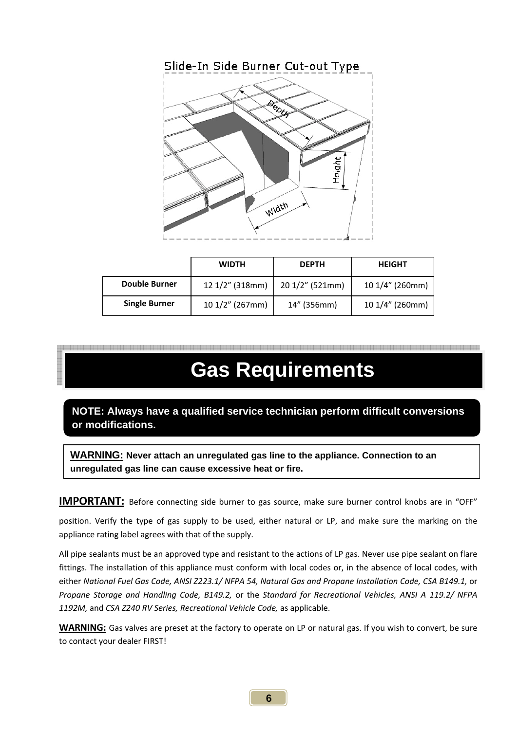Slide-In Side Burner Cut-out Type

| | WIDTH | DEPTH | HEIGHT |
|---|---|---|---|
| Double Burner | 12 1/2" (318mm) | 20 1/2" (521mm) | 10 1/4" (260mm) |
| Single Burner | 10 1/2" (267mm) | 14" (356mm) | 10 1/4" (260mm) |

# Gas Requirements

**NOTE: Always have a qualified service technician perform difficult conversions or modifications.**

**WARNING: Never attach an unregulated gas line to the appliance. Connection to an unregulated gas line can cause excessive heat or fire.**

**IMPORTANT:** Before connecting side burner to gas source, make sure burner control knobs are in "OFF" position. Verify the type of gas supply to be used, either natural or LP, and make sure the marking on the appliance rating label agrees with that of the supply.

All pipe sealants must be an approved type and resistant to the actions of LP gas. Never use pipe sealant on flare fittings. The installation of this appliance must conform with local codes or, in the absence of local codes, with either *National Fuel Gas Code, ANSI Z223.1/ NFPA 54, Natural Gas and Propane Installation Code, CSA B149.1,* or *Propane Storage and Handling Code, B149.2,* or the *Standard for Recreational Vehicles, ANSI A 119.2/ NFPA 1192M,* and *CSA Z240 RV Series, Recreational Vehicle Code,* as applicable.

**WARNING:** Gas valves are preset at the factory to operate on LP or natural gas. If you wish to convert, be sure to contact your dealer FIRST!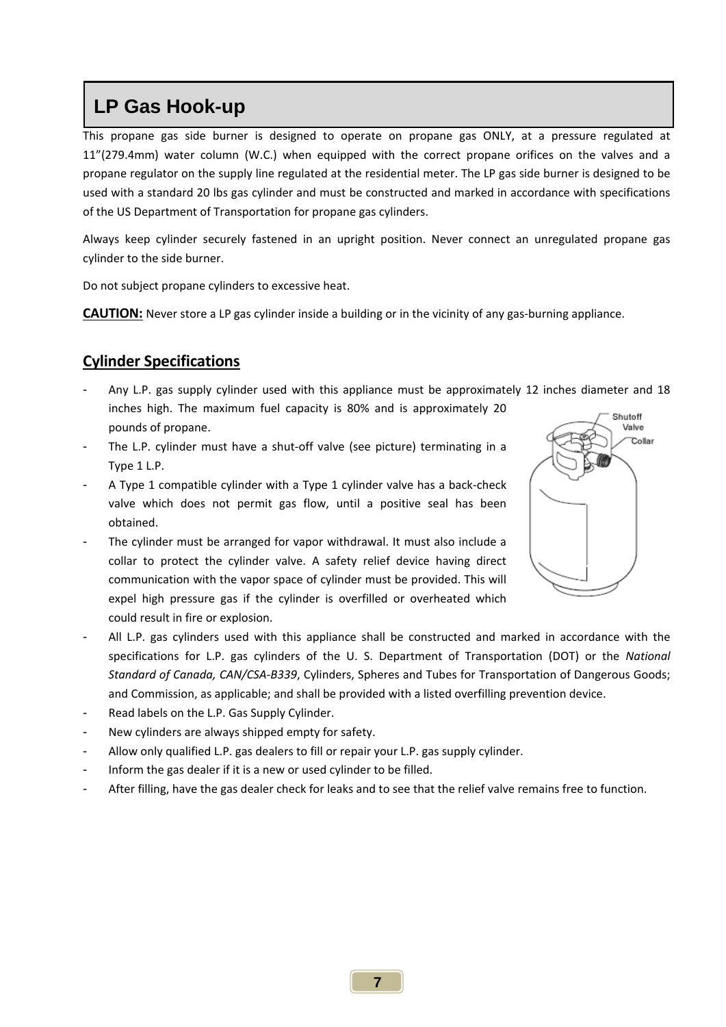# LP Gas Hook-up

This propane gas side burner is designed to operate on propane gas ONLY, at a pressure regulated at 11”(279.4mm) water column (W.C.) when equipped with the correct propane orifices on the valves and a propane regulator on the supply line regulated at the residential meter. The LP gas side burner is designed to be used with a standard 20 lbs gas cylinder and must be constructed and marked in accordance with specifications of the US Department of Transportation for propane gas cylinders.

Always keep cylinder securely fastened in an upright position. Never connect an unregulated propane gas cylinder to the side burner.

Do not subject propane cylinders to excessive heat.

**CAUTION:** Never store a LP gas cylinder inside a building or in the vicinity of any gas-burning appliance.

## Cylinder Specifications

- Any L.P. gas supply cylinder used with this appliance must be approximately 12 inches diameter and 18 inches high. The maximum fuel capacity is 80% and is approximately 20 pounds of propane.
- The L.P. cylinder must have a shut-off valve (see picture) terminating in a Type 1 L.P.
- A Type 1 compatible cylinder with a Type 1 cylinder valve has a back-check valve which does not permit gas flow, until a positive seal has been obtained.
- The cylinder must be arranged for vapor withdrawal. It must also include a collar to protect the cylinder valve. A safety relief device having direct communication with the vapor space of cylinder must be provided. This will expel high pressure gas if the cylinder is overfilled or overheated which could result in fire or explosion.
- All L.P. gas cylinders used with this appliance shall be constructed and marked in accordance with the specifications for L.P. gas cylinders of the U. S. Department of Transportation (DOT) or the *National Standard of Canada, CAN/CSA-B339*, Cylinders, Spheres and Tubes for Transportation of Dangerous Goods; and Commission, as applicable; and shall be provided with a listed overfilling prevention device.
- Read labels on the L.P. Gas Supply Cylinder.
- New cylinders are always shipped empty for safety.
- Allow only qualified L.P. gas dealers to fill or repair your L.P. gas supply cylinder.
- Inform the gas dealer if it is a new or used cylinder to be filled.
- After filling, have the gas dealer check for leaks and to see that the relief valve remains free to function.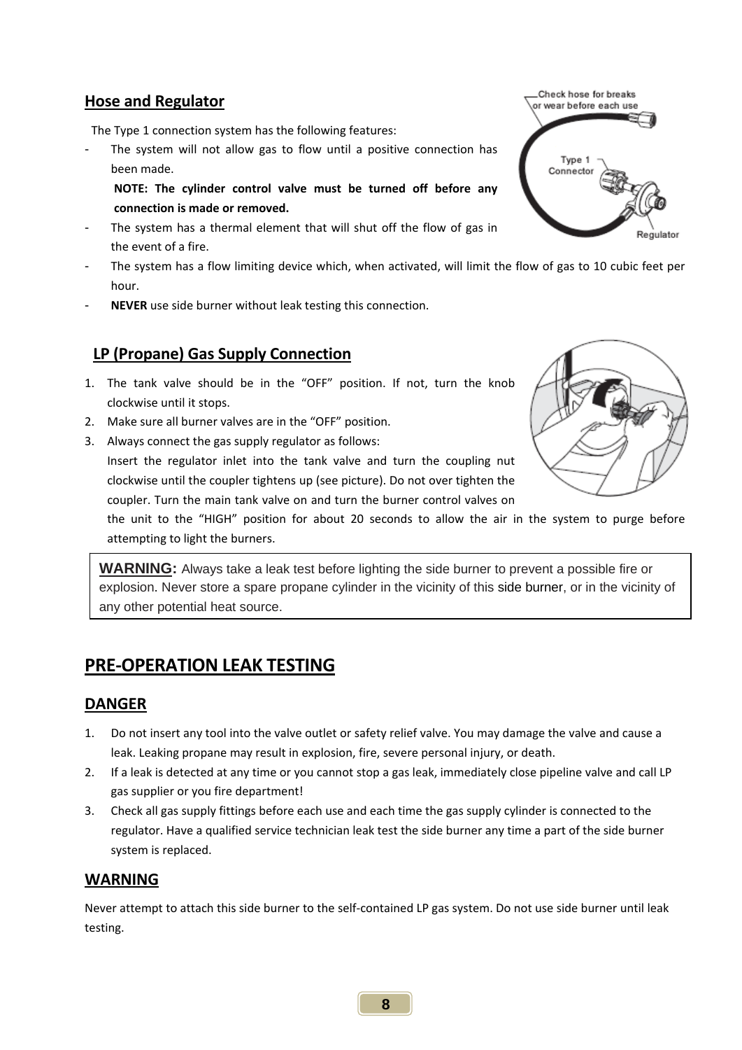## Hose and Regulator

The Type 1 connection system has the following features:

- The system will not allow gas to flow until a positive connection has been made.

  **NOTE: The cylinder control valve must be turned off before any connection is made or removed.**
- The system has a thermal element that will shut off the flow of gas in the event of a fire.
- The system has a flow limiting device which, when activated, will limit the flow of gas to 10 cubic feet per hour.
- **NEVER** use side burner without leak testing this connection.

## LP (Propane) Gas Supply Connection

1. The tank valve should be in the “OFF” position. If not, turn the knob clockwise until it stops.
2. Make sure all burner valves are in the “OFF” position.
3. Always connect the gas supply regulator as follows:
   Insert the regulator inlet into the tank valve and turn the coupling nut clockwise until the coupler tightens up (see picture). Do not over tighten the coupler. Turn the main tank valve on and turn the burner control valves on the unit to the “HIGH” position for about 20 seconds to allow the air in the system to purge before attempting to light the burners.

> **WARNING:** Always take a leak test before lighting the side burner to prevent a possible fire or explosion. Never store a spare propane cylinder in the vicinity of this side burner, or in the vicinity of any other potential heat source.

# PRE-OPERATION LEAK TESTING

## DANGER

1. Do not insert any tool into the valve outlet or safety relief valve. You may damage the valve and cause a leak. Leaking propane may result in explosion, fire, severe personal injury, or death.
2. If a leak is detected at any time or you cannot stop a gas leak, immediately close pipeline valve and call LP gas supplier or you fire department!
3. Check all gas supply fittings before each use and each time the gas supply cylinder is connected to the regulator. Have a qualified service technician leak test the side burner any time a part of the side burner system is replaced.

## WARNING

Never attempt to attach this side burner to the self-contained LP gas system. Do not use side burner until leak testing.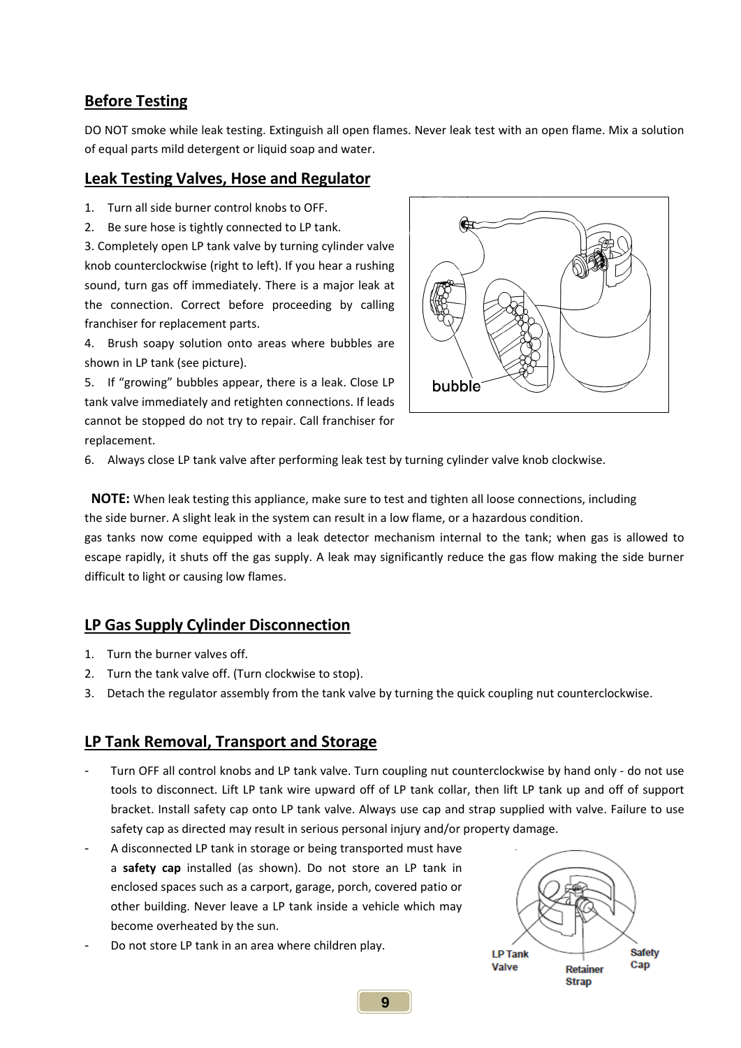## Before Testing

DO NOT smoke while leak testing. Extinguish all open flames. Never leak test with an open flame. Mix a solution of equal parts mild detergent or liquid soap and water.

## Leak Testing Valves, Hose and Regulator

1. Turn all side burner control knobs to OFF.
2. Be sure hose is tightly connected to LP tank.
3. Completely open LP tank valve by turning cylinder valve knob counterclockwise (right to left). If you hear a rushing sound, turn gas off immediately. There is a major leak at the connection. Correct before proceeding by calling franchiser for replacement parts.
4. Brush soapy solution onto areas where bubbles are shown in LP tank (see picture).
5. If "growing" bubbles appear, there is a leak. Close LP tank valve immediately and retighten connections. If leads cannot be stopped do not try to repair. Call franchiser for replacement.
6. Always close LP tank valve after performing leak test by turning cylinder valve knob clockwise.

**NOTE:** When leak testing this appliance, make sure to test and tighten all loose connections, including the side burner. A slight leak in the system can result in a low flame, or a hazardous condition.
gas tanks now come equipped with a leak detector mechanism internal to the tank; when gas is allowed to escape rapidly, it shuts off the gas supply. A leak may significantly reduce the gas flow making the side burner difficult to light or causing low flames.

## LP Gas Supply Cylinder Disconnection

1. Turn the burner valves off.
2. Turn the tank valve off. (Turn clockwise to stop).
3. Detach the regulator assembly from the tank valve by turning the quick coupling nut counterclockwise.

## LP Tank Removal, Transport and Storage

- Turn OFF all control knobs and LP tank valve. Turn coupling nut counterclockwise by hand only - do not use tools to disconnect. Lift LP tank wire upward off of LP tank collar, then lift LP tank up and off of support bracket. Install safety cap onto LP tank valve. Always use cap and strap supplied with valve. Failure to use safety cap as directed may result in serious personal injury and/or property damage.
- A disconnected LP tank in storage or being transported must have a **safety cap** installed (as shown). Do not store an LP tank in enclosed spaces such as a carport, garage, porch, covered patio or other building. Never leave a LP tank inside a vehicle which may become overheated by the sun.
- Do not store LP tank in an area where children play.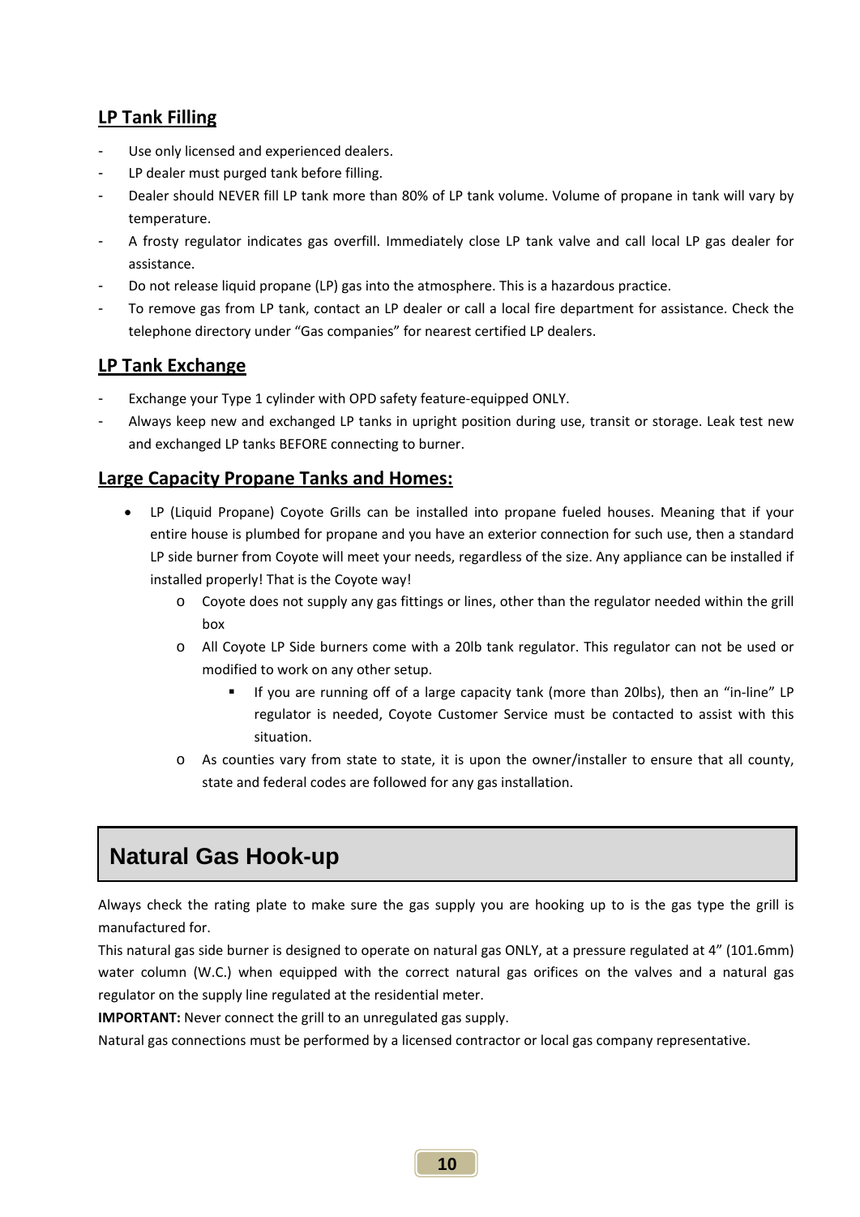## LP Tank Filling

- Use only licensed and experienced dealers.
- LP dealer must purged tank before filling.
- Dealer should NEVER fill LP tank more than 80% of LP tank volume. Volume of propane in tank will vary by temperature.
- A frosty regulator indicates gas overfill. Immediately close LP tank valve and call local LP gas dealer for assistance.
- Do not release liquid propane (LP) gas into the atmosphere. This is a hazardous practice.
- To remove gas from LP tank, contact an LP dealer or call a local fire department for assistance. Check the telephone directory under "Gas companies" for nearest certified LP dealers.

## LP Tank Exchange

- Exchange your Type 1 cylinder with OPD safety feature-equipped ONLY.
- Always keep new and exchanged LP tanks in upright position during use, transit or storage. Leak test new and exchanged LP tanks BEFORE connecting to burner.

## Large Capacity Propane Tanks and Homes:

- LP (Liquid Propane) Coyote Grills can be installed into propane fueled houses. Meaning that if your entire house is plumbed for propane and you have an exterior connection for such use, then a standard LP side burner from Coyote will meet your needs, regardless of the size. Any appliance can be installed if installed properly! That is the Coyote way!
  - Coyote does not supply any gas fittings or lines, other than the regulator needed within the grill box
  - All Coyote LP Side burners come with a 20lb tank regulator. This regulator can not be used or modified to work on any other setup.
    - If you are running off of a large capacity tank (more than 20lbs), then an "in-line" LP regulator is needed, Coyote Customer Service must be contacted to assist with this situation.
  - As counties vary from state to state, it is upon the owner/installer to ensure that all county, state and federal codes are followed for any gas installation.

# Natural Gas Hook-up

Always check the rating plate to make sure the gas supply you are hooking up to is the gas type the grill is manufactured for.

This natural gas side burner is designed to operate on natural gas ONLY, at a pressure regulated at 4" (101.6mm) water column (W.C.) when equipped with the correct natural gas orifices on the valves and a natural gas regulator on the supply line regulated at the residential meter.

**IMPORTANT:** Never connect the grill to an unregulated gas supply.

Natural gas connections must be performed by a licensed contractor or local gas company representative.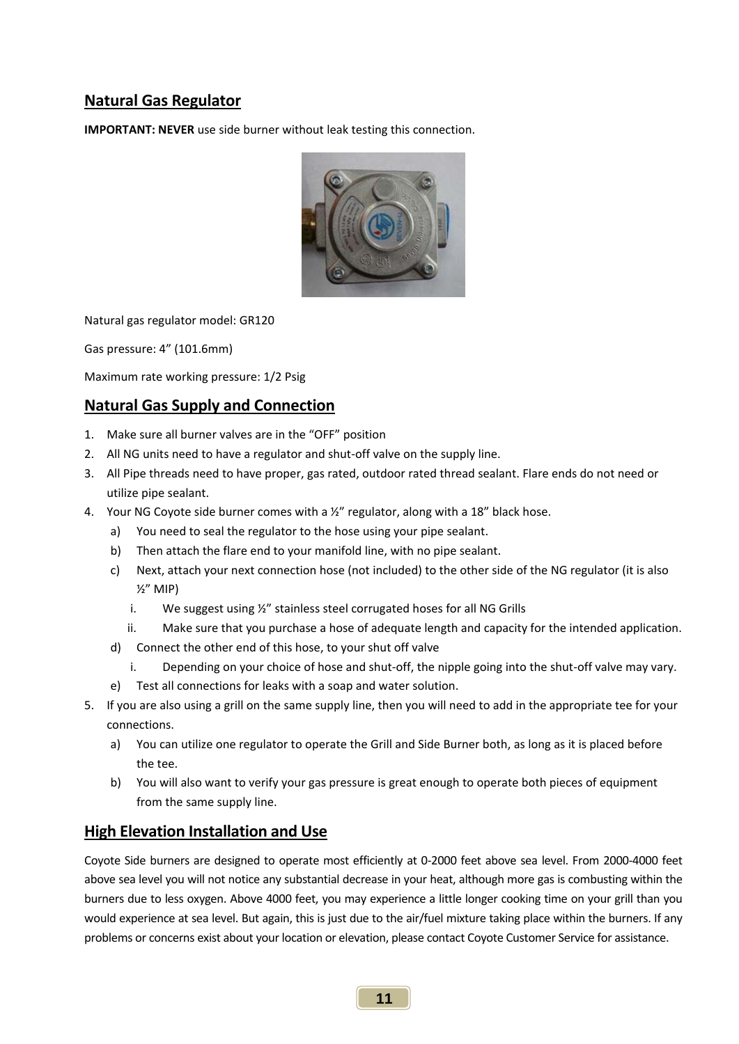## Natural Gas Regulator

**IMPORTANT: NEVER** use side burner without leak testing this connection.

Natural gas regulator model: GR120

Gas pressure: 4" (101.6mm)

Maximum rate working pressure: 1/2 Psig

## Natural Gas Supply and Connection

1. Make sure all burner valves are in the "OFF" position
2. All NG units need to have a regulator and shut-off valve on the supply line.
3. All Pipe threads need to have proper, gas rated, outdoor rated thread sealant. Flare ends do not need or utilize pipe sealant.
4. Your NG Coyote side burner comes with a ½" regulator, along with a 18" black hose.
   a) You need to seal the regulator to the hose using your pipe sealant.
   b) Then attach the flare end to your manifold line, with no pipe sealant.
   c) Next, attach your next connection hose (not included) to the other side of the NG regulator (it is also ½" MIP)
      i. We suggest using ½" stainless steel corrugated hoses for all NG Grills
      ii. Make sure that you purchase a hose of adequate length and capacity for the intended application.
   d) Connect the other end of this hose, to your shut off valve
      i. Depending on your choice of hose and shut-off, the nipple going into the shut-off valve may vary.
   e) Test all connections for leaks with a soap and water solution.
5. If you are also using a grill on the same supply line, then you will need to add in the appropriate tee for your connections.
   a) You can utilize one regulator to operate the Grill and Side Burner both, as long as it is placed before the tee.
   b) You will also want to verify your gas pressure is great enough to operate both pieces of equipment from the same supply line.

## High Elevation Installation and Use

Coyote Side burners are designed to operate most efficiently at 0-2000 feet above sea level. From 2000-4000 feet above sea level you will not notice any substantial decrease in your heat, although more gas is combusting within the burners due to less oxygen. Above 4000 feet, you may experience a little longer cooking time on your grill than you would experience at sea level. But again, this is just due to the air/fuel mixture taking place within the burners. If any problems or concerns exist about your location or elevation, please contact Coyote Customer Service for assistance.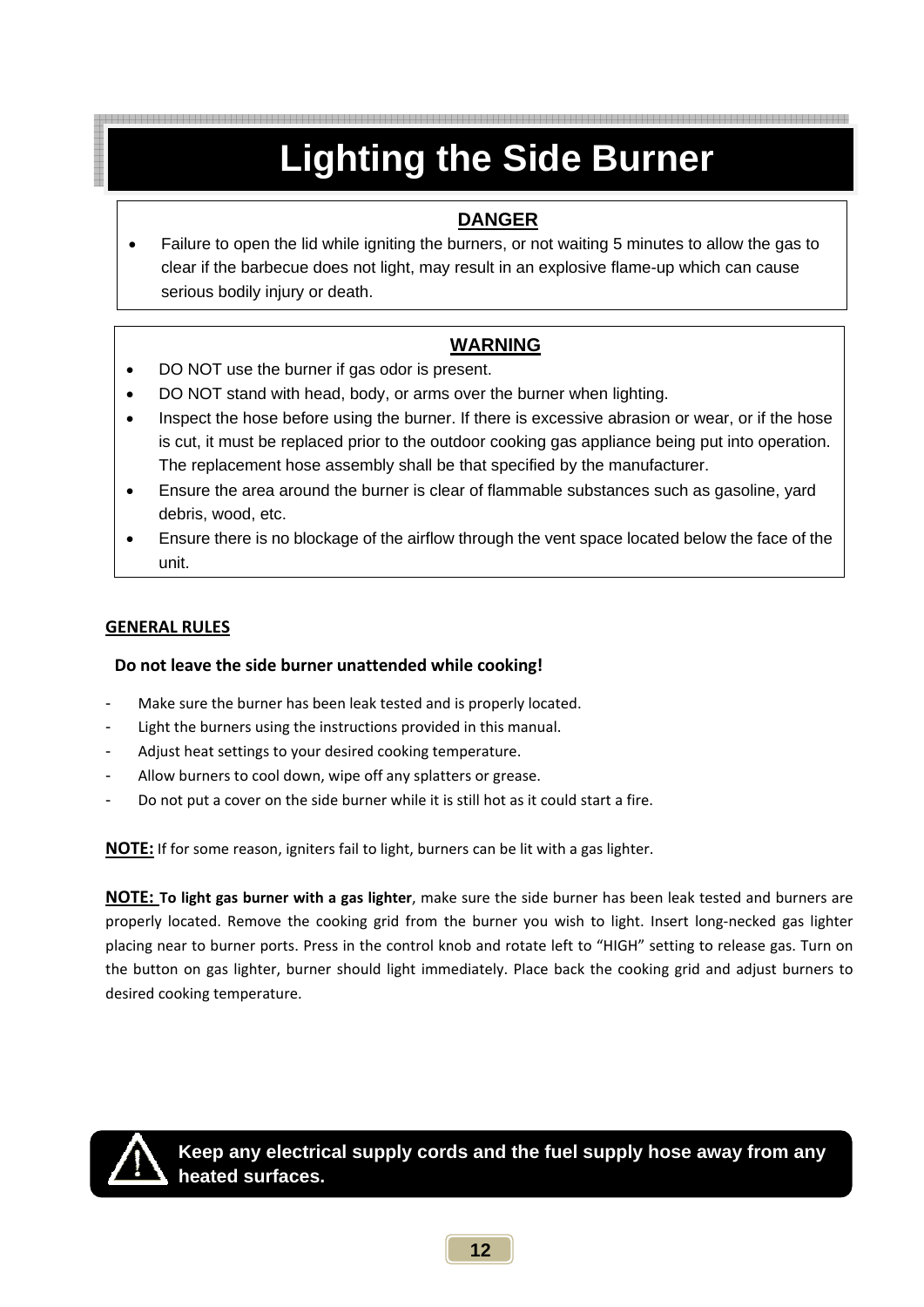# Lighting the Side Burner

**DANGER**

- Failure to open the lid while igniting the burners, or not waiting 5 minutes to allow the gas to clear if the barbecue does not light, may result in an explosive flame-up which can cause serious bodily injury or death.

**WARNING**

- DO NOT use the burner if gas odor is present.
- DO NOT stand with head, body, or arms over the burner when lighting.
- Inspect the hose before using the burner. If there is excessive abrasion or wear, or if the hose is cut, it must be replaced prior to the outdoor cooking gas appliance being put into operation. The replacement hose assembly shall be that specified by the manufacturer.
- Ensure the area around the burner is clear of flammable substances such as gasoline, yard debris, wood, etc.
- Ensure there is no blockage of the airflow through the vent space located below the face of the unit.

**GENERAL RULES**

**Do not leave the side burner unattended while cooking!**

- Make sure the burner has been leak tested and is properly located.
- Light the burners using the instructions provided in this manual.
- Adjust heat settings to your desired cooking temperature.
- Allow burners to cool down, wipe off any splatters or grease.
- Do not put a cover on the side burner while it is still hot as it could start a fire.

**NOTE:** If for some reason, igniters fail to light, burners can be lit with a gas lighter.

**NOTE: To light gas burner with a gas lighter**, make sure the side burner has been leak tested and burners are properly located. Remove the cooking grid from the burner you wish to light. Insert long-necked gas lighter placing near to burner ports. Press in the control knob and rotate left to "HIGH" setting to release gas. Turn on the button on gas lighter, burner should light immediately. Place back the cooking grid and adjust burners to desired cooking temperature.

**Keep any electrical supply cords and the fuel supply hose away from any heated surfaces.**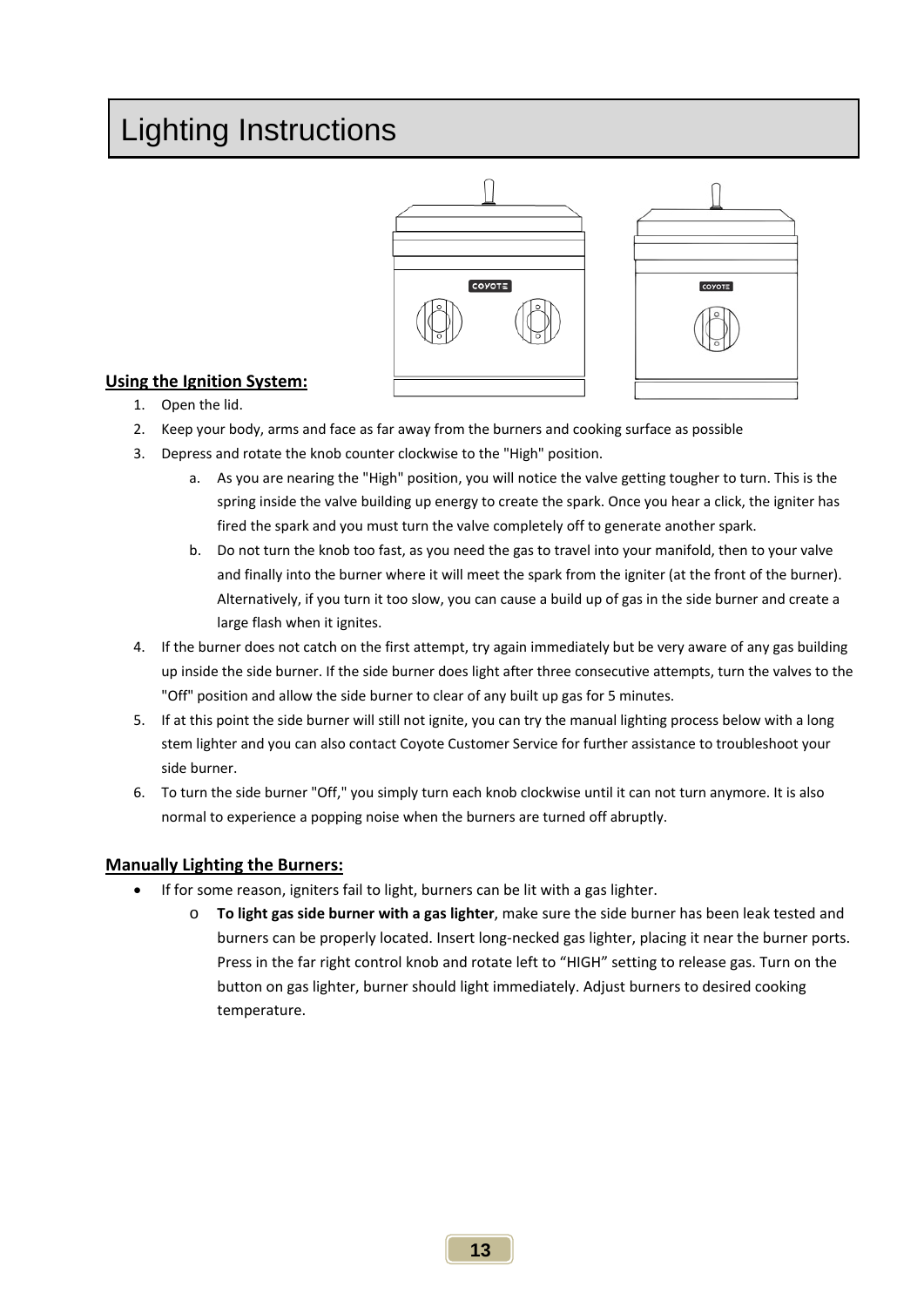# Lighting Instructions

**Using the Ignition System:**

1. Open the lid.
2. Keep your body, arms and face as far away from the burners and cooking surface as possible
3. Depress and rotate the knob counter clockwise to the "High" position.
   a. As you are nearing the "High" position, you will notice the valve getting tougher to turn. This is the spring inside the valve building up energy to create the spark. Once you hear a click, the igniter has fired the spark and you must turn the valve completely off to generate another spark.
   b. Do not turn the knob too fast, as you need the gas to travel into your manifold, then to your valve and finally into the burner where it will meet the spark from the igniter (at the front of the burner). Alternatively, if you turn it too slow, you can cause a build up of gas in the side burner and create a large flash when it ignites.
4. If the burner does not catch on the first attempt, try again immediately but be very aware of any gas building up inside the side burner. If the side burner does light after three consecutive attempts, turn the valves to the "Off" position and allow the side burner to clear of any built up gas for 5 minutes.
5. If at this point the side burner will still not ignite, you can try the manual lighting process below with a long stem lighter and you can also contact Coyote Customer Service for further assistance to troubleshoot your side burner.
6. To turn the side burner "Off," you simply turn each knob clockwise until it can not turn anymore. It is also normal to experience a popping noise when the burners are turned off abruptly.

**Manually Lighting the Burners:**

- If for some reason, igniters fail to light, burners can be lit with a gas lighter.
  - **To light gas side burner with a gas lighter**, make sure the side burner has been leak tested and burners can be properly located. Insert long-necked gas lighter, placing it near the burner ports. Press in the far right control knob and rotate left to "HIGH" setting to release gas. Turn on the button on gas lighter, burner should light immediately. Adjust burners to desired cooking temperature.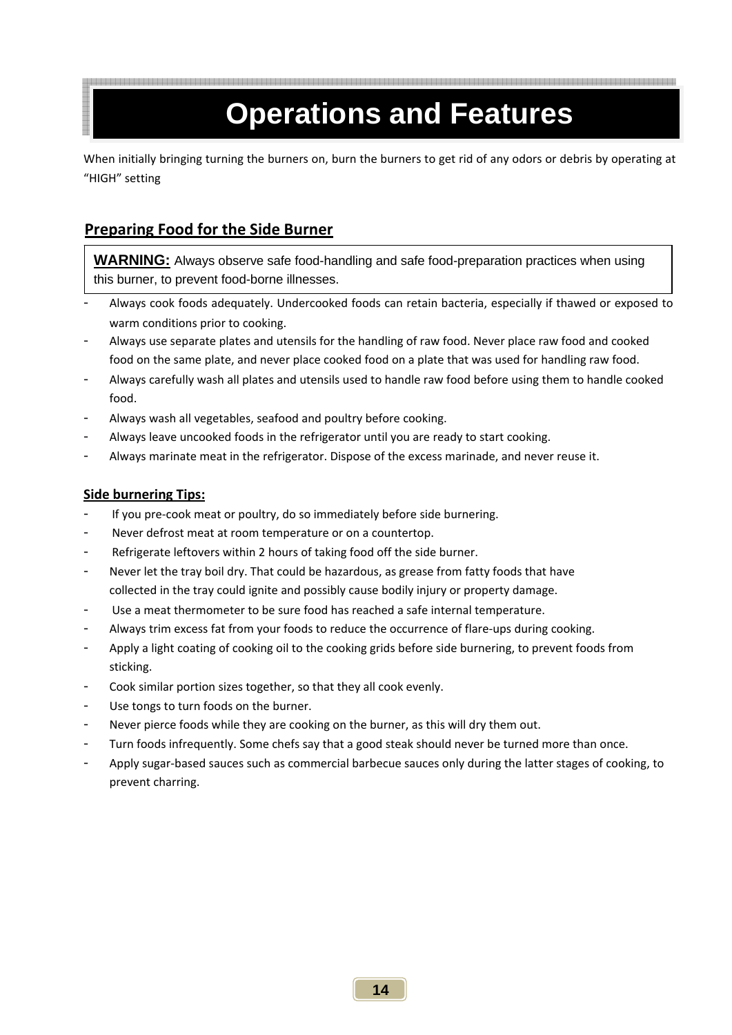# Operations and Features

When initially bringing turning the burners on, burn the burners to get rid of any odors or debris by operating at "HIGH" setting

## Preparing Food for the Side Burner

> **WARNING:** Always observe safe food-handling and safe food-preparation practices when using this burner, to prevent food-borne illnesses.

- Always cook foods adequately. Undercooked foods can retain bacteria, especially if thawed or exposed to warm conditions prior to cooking.
- Always use separate plates and utensils for the handling of raw food. Never place raw food and cooked food on the same plate, and never place cooked food on a plate that was used for handling raw food.
- Always carefully wash all plates and utensils used to handle raw food before using them to handle cooked food.
- Always wash all vegetables, seafood and poultry before cooking.
- Always leave uncooked foods in the refrigerator until you are ready to start cooking.
- Always marinate meat in the refrigerator. Dispose of the excess marinade, and never reuse it.

### Side burnering Tips:

- If you pre-cook meat or poultry, do so immediately before side burnering.
- Never defrost meat at room temperature or on a countertop.
- Refrigerate leftovers within 2 hours of taking food off the side burner.
- Never let the tray boil dry. That could be hazardous, as grease from fatty foods that have collected in the tray could ignite and possibly cause bodily injury or property damage.
- Use a meat thermometer to be sure food has reached a safe internal temperature.
- Always trim excess fat from your foods to reduce the occurrence of flare-ups during cooking.
- Apply a light coating of cooking oil to the cooking grids before side burnering, to prevent foods from sticking.
- Cook similar portion sizes together, so that they all cook evenly.
- Use tongs to turn foods on the burner.
- Never pierce foods while they are cooking on the burner, as this will dry them out.
- Turn foods infrequently. Some chefs say that a good steak should never be turned more than once.
- Apply sugar-based sauces such as commercial barbecue sauces only during the latter stages of cooking, to prevent charring.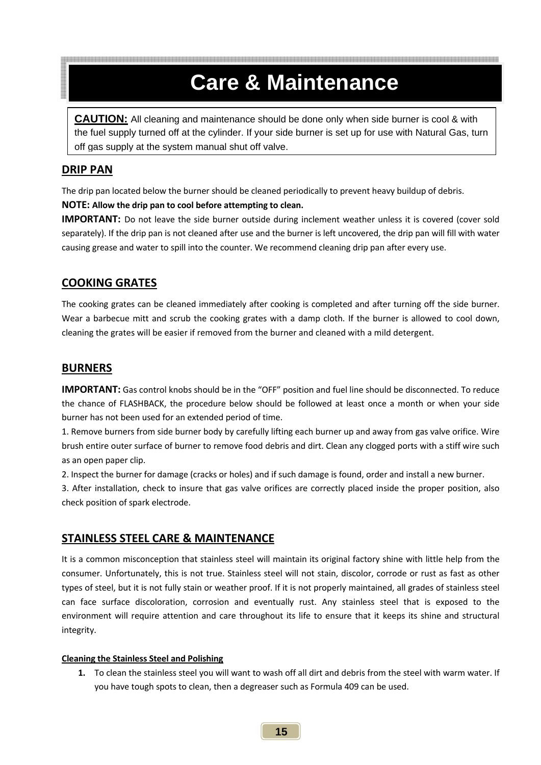# Care & Maintenance

**CAUTION:** All cleaning and maintenance should be done only when side burner is cool & with the fuel supply turned off at the cylinder. If your side burner is set up for use with Natural Gas, turn off gas supply at the system manual shut off valve.

## DRIP PAN

The drip pan located below the burner should be cleaned periodically to prevent heavy buildup of debris.

**NOTE: Allow the drip pan to cool before attempting to clean.**

**IMPORTANT:** Do not leave the side burner outside during inclement weather unless it is covered (cover sold separately). If the drip pan is not cleaned after use and the burner is left uncovered, the drip pan will fill with water causing grease and water to spill into the counter. We recommend cleaning drip pan after every use.

## COOKING GRATES

The cooking grates can be cleaned immediately after cooking is completed and after turning off the side burner. Wear a barbecue mitt and scrub the cooking grates with a damp cloth. If the burner is allowed to cool down, cleaning the grates will be easier if removed from the burner and cleaned with a mild detergent.

## BURNERS

**IMPORTANT:** Gas control knobs should be in the "OFF" position and fuel line should be disconnected. To reduce the chance of FLASHBACK, the procedure below should be followed at least once a month or when your side burner has not been used for an extended period of time.

1. Remove burners from side burner body by carefully lifting each burner up and away from gas valve orifice. Wire brush entire outer surface of burner to remove food debris and dirt. Clean any clogged ports with a stiff wire such as an open paper clip.
2. Inspect the burner for damage (cracks or holes) and if such damage is found, order and install a new burner.
3. After installation, check to insure that gas valve orifices are correctly placed inside the proper position, also check position of spark electrode.

## STAINLESS STEEL CARE & MAINTENANCE

It is a common misconception that stainless steel will maintain its original factory shine with little help from the consumer. Unfortunately, this is not true. Stainless steel will not stain, discolor, corrode or rust as fast as other types of steel, but it is not fully stain or weather proof. If it is not properly maintained, all grades of stainless steel can face surface discoloration, corrosion and eventually rust. Any stainless steel that is exposed to the environment will require attention and care throughout its life to ensure that it keeps its shine and structural integrity.

**Cleaning the Stainless Steel and Polishing**

1. To clean the stainless steel you will want to wash off all dirt and debris from the steel with warm water. If you have tough spots to clean, then a degreaser such as Formula 409 can be used.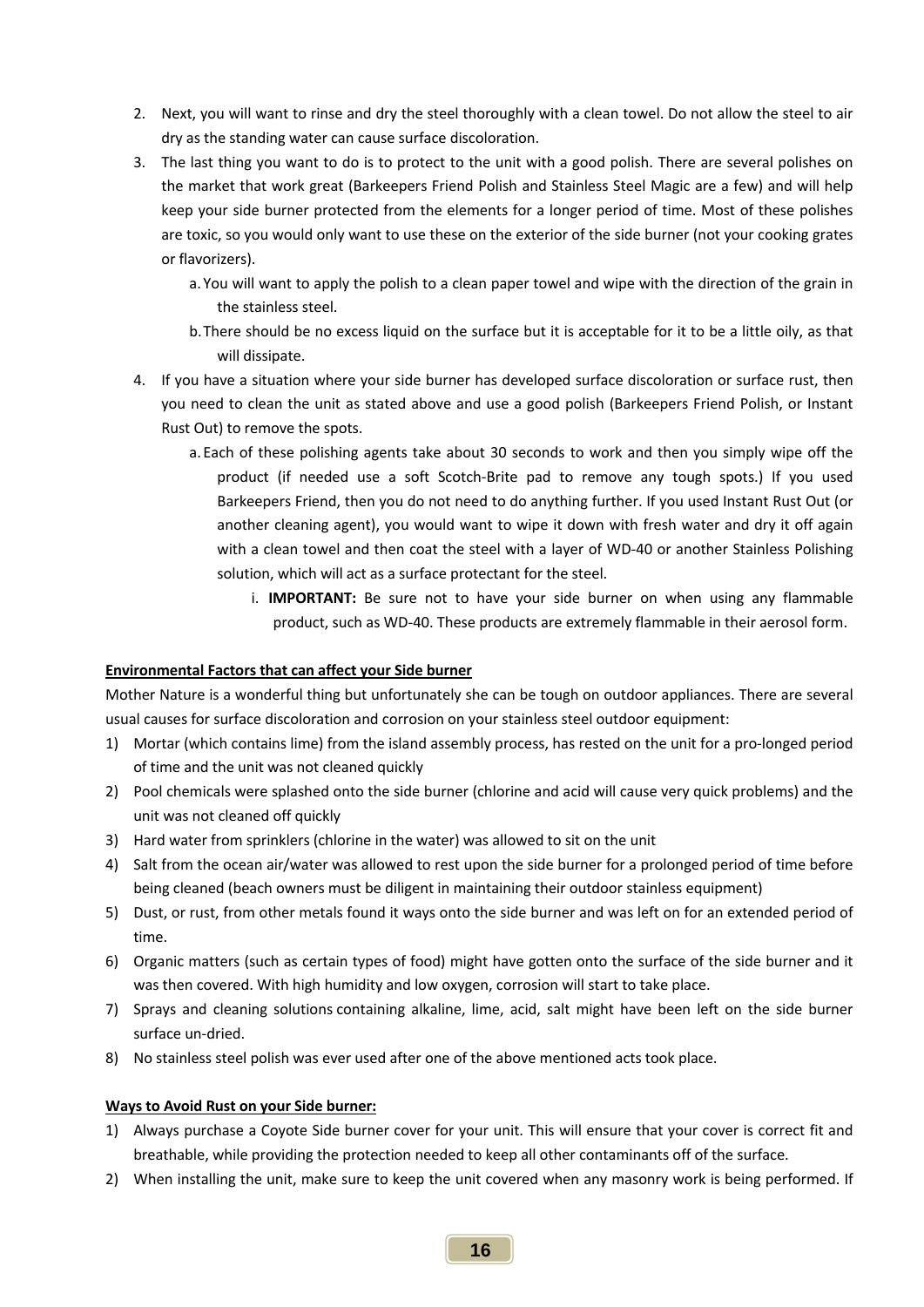2. Next, you will want to rinse and dry the steel thoroughly with a clean towel. Do not allow the steel to air dry as the standing water can cause surface discoloration.
3. The last thing you want to do is to protect to the unit with a good polish. There are several polishes on the market that work great (Barkeepers Friend Polish and Stainless Steel Magic are a few) and will help keep your side burner protected from the elements for a longer period of time. Most of these polishes are toxic, so you would only want to use these on the exterior of the side burner (not your cooking grates or flavorizers).
   a. You will want to apply the polish to a clean paper towel and wipe with the direction of the grain in the stainless steel.
   b. There should be no excess liquid on the surface but it is acceptable for it to be a little oily, as that will dissipate.
4. If you have a situation where your side burner has developed surface discoloration or surface rust, then you need to clean the unit as stated above and use a good polish (Barkeepers Friend Polish, or Instant Rust Out) to remove the spots.
   a. Each of these polishing agents take about 30 seconds to work and then you simply wipe off the product (if needed use a soft Scotch-Brite pad to remove any tough spots.) If you used Barkeepers Friend, then you do not need to do anything further. If you used Instant Rust Out (or another cleaning agent), you would want to wipe it down with fresh water and dry it off again with a clean towel and then coat the steel with a layer of WD-40 or another Stainless Polishing solution, which will act as a surface protectant for the steel.
      i. **IMPORTANT:** Be sure not to have your side burner on when using any flammable product, such as WD-40. These products are extremely flammable in their aerosol form.

**Environmental Factors that can affect your Side burner**

Mother Nature is a wonderful thing but unfortunately she can be tough on outdoor appliances. There are several usual causes for surface discoloration and corrosion on your stainless steel outdoor equipment:

1) Mortar (which contains lime) from the island assembly process, has rested on the unit for a pro-longed period of time and the unit was not cleaned quickly
2) Pool chemicals were splashed onto the side burner (chlorine and acid will cause very quick problems) and the unit was not cleaned off quickly
3) Hard water from sprinklers (chlorine in the water) was allowed to sit on the unit
4) Salt from the ocean air/water was allowed to rest upon the side burner for a prolonged period of time before being cleaned (beach owners must be diligent in maintaining their outdoor stainless equipment)
5) Dust, or rust, from other metals found it ways onto the side burner and was left on for an extended period of time.
6) Organic matters (such as certain types of food) might have gotten onto the surface of the side burner and it was then covered. With high humidity and low oxygen, corrosion will start to take place.
7) Sprays and cleaning solutions containing alkaline, lime, acid, salt might have been left on the side burner surface un-dried.
8) No stainless steel polish was ever used after one of the above mentioned acts took place.

**Ways to Avoid Rust on your Side burner:**

1) Always purchase a Coyote Side burner cover for your unit. This will ensure that your cover is correct fit and breathable, while providing the protection needed to keep all other contaminants off of the surface.
2) When installing the unit, make sure to keep the unit covered when any masonry work is being performed. If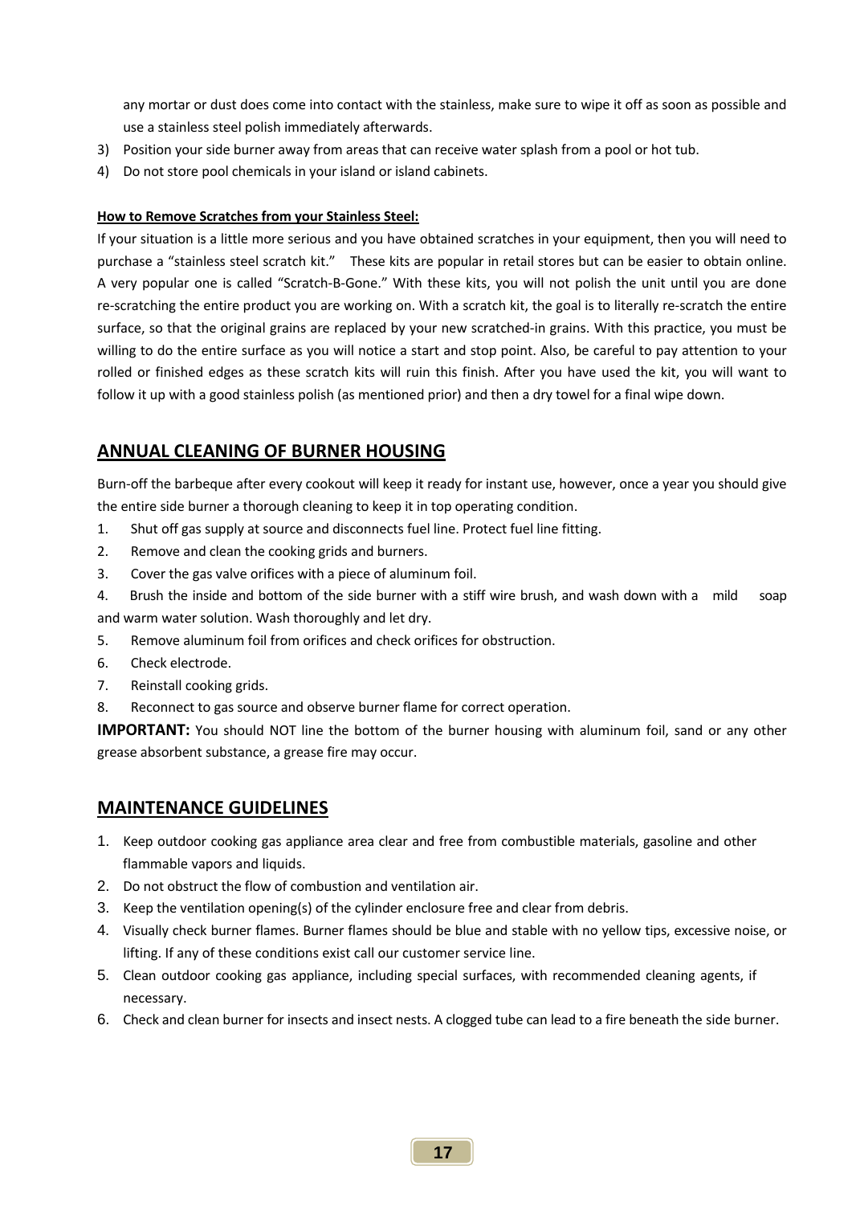any mortar or dust does come into contact with the stainless, make sure to wipe it off as soon as possible and use a stainless steel polish immediately afterwards.

3) Position your side burner away from areas that can receive water splash from a pool or hot tub.
4) Do not store pool chemicals in your island or island cabinets.

**How to Remove Scratches from your Stainless Steel:**

If your situation is a little more serious and you have obtained scratches in your equipment, then you will need to purchase a "stainless steel scratch kit." These kits are popular in retail stores but can be easier to obtain online. A very popular one is called "Scratch-B-Gone." With these kits, you will not polish the unit until you are done re-scratching the entire product you are working on. With a scratch kit, the goal is to literally re-scratch the entire surface, so that the original grains are replaced by your new scratched-in grains. With this practice, you must be willing to do the entire surface as you will notice a start and stop point. Also, be careful to pay attention to your rolled or finished edges as these scratch kits will ruin this finish. After you have used the kit, you will want to follow it up with a good stainless polish (as mentioned prior) and then a dry towel for a final wipe down.

## ANNUAL CLEANING OF BURNER HOUSING

Burn-off the barbeque after every cookout will keep it ready for instant use, however, once a year you should give the entire side burner a thorough cleaning to keep it in top operating condition.

1. Shut off gas supply at source and disconnects fuel line. Protect fuel line fitting.
2. Remove and clean the cooking grids and burners.
3. Cover the gas valve orifices with a piece of aluminum foil.
4. Brush the inside and bottom of the side burner with a stiff wire brush, and wash down with a mild soap and warm water solution. Wash thoroughly and let dry.
5. Remove aluminum foil from orifices and check orifices for obstruction.
6. Check electrode.
7. Reinstall cooking grids.
8. Reconnect to gas source and observe burner flame for correct operation.

**IMPORTANT:** You should NOT line the bottom of the burner housing with aluminum foil, sand or any other grease absorbent substance, a grease fire may occur.

## MAINTENANCE GUIDELINES

1. Keep outdoor cooking gas appliance area clear and free from combustible materials, gasoline and other flammable vapors and liquids.
2. Do not obstruct the flow of combustion and ventilation air.
3. Keep the ventilation opening(s) of the cylinder enclosure free and clear from debris.
4. Visually check burner flames. Burner flames should be blue and stable with no yellow tips, excessive noise, or lifting. If any of these conditions exist call our customer service line.
5. Clean outdoor cooking gas appliance, including special surfaces, with recommended cleaning agents, if necessary.
6. Check and clean burner for insects and insect nests. A clogged tube can lead to a fire beneath the side burner.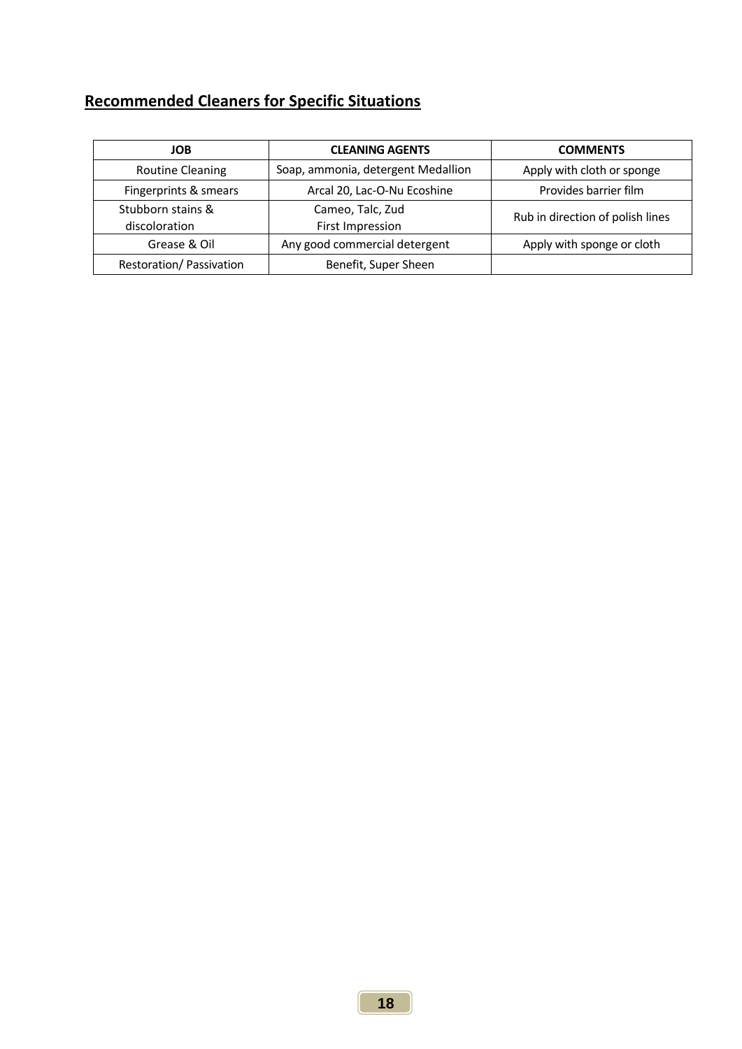## Recommended Cleaners for Specific Situations

| JOB | CLEANING AGENTS | COMMENTS |
|---|---|---|
| Routine Cleaning | Soap, ammonia, detergent Medallion | Apply with cloth or sponge |
| Fingerprints & smears | Arcal 20, Lac-O-Nu Ecoshine | Provides barrier film |
| Stubborn stains & discoloration | Cameo, Talc, Zud First Impression | Rub in direction of polish lines |
| Grease & Oil | Any good commercial detergent | Apply with sponge or cloth |
| Restoration/ Passivation | Benefit, Super Sheen | |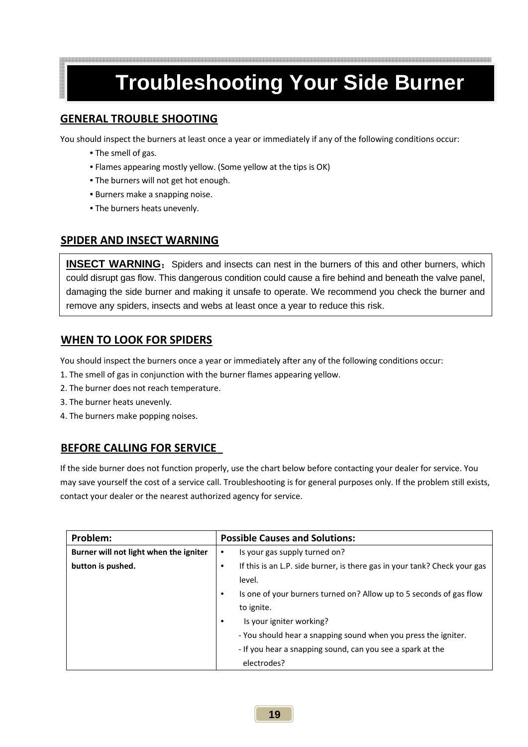# Troubleshooting Your Side Burner

## GENERAL TROUBLE SHOOTING

You should inspect the burners at least once a year or immediately if any of the following conditions occur:

- The smell of gas.
- Flames appearing mostly yellow. (Some yellow at the tips is OK)
- The burners will not get hot enough.
- Burners make a snapping noise.
- The burners heats unevenly.

## SPIDER AND INSECT WARNING

**INSECT WARNING**： Spiders and insects can nest in the burners of this and other burners, which could disrupt gas flow. This dangerous condition could cause a fire behind and beneath the valve panel, damaging the side burner and making it unsafe to operate. We recommend you check the burner and remove any spiders, insects and webs at least once a year to reduce this risk.

## WHEN TO LOOK FOR SPIDERS

You should inspect the burners once a year or immediately after any of the following conditions occur:

1. The smell of gas in conjunction with the burner flames appearing yellow.
2. The burner does not reach temperature.
3. The burner heats unevenly.
4. The burners make popping noises.

## BEFORE CALLING FOR SERVICE

If the side burner does not function properly, use the chart below before contacting your dealer for service. You may save yourself the cost of a service call. Troubleshooting is for general purposes only. If the problem still exists, contact your dealer or the nearest authorized agency for service.

| Problem: | Possible Causes and Solutions: |
| --- | --- |
| **Burner will not light when the igniter button is pushed.** | • Is your gas supply turned on?<br>• If this is an L.P. side burner, is there gas in your tank? Check your gas level.<br>• Is one of your burners turned on? Allow up to 5 seconds of gas flow to ignite.<br>• Is your igniter working?<br>- You should hear a snapping sound when you press the igniter.<br>- If you hear a snapping sound, can you see a spark at the electrodes? |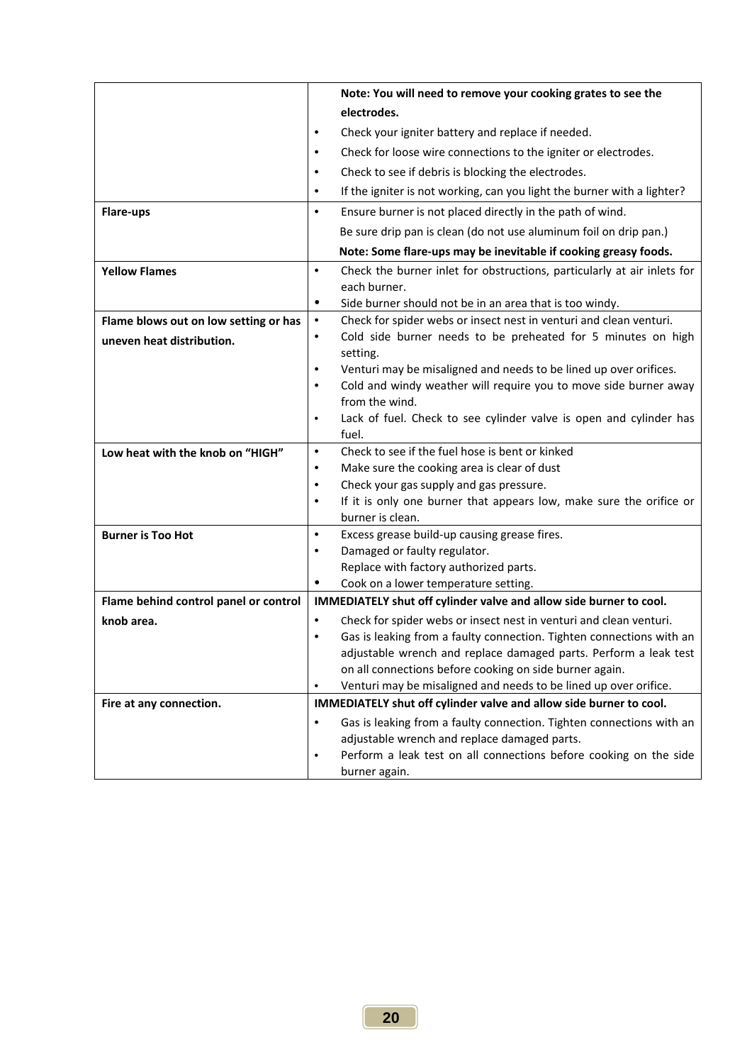| | |
|---|---|
| | **Note: You will need to remove your cooking grates to see the electrodes.**<br>• Check your igniter battery and replace if needed.<br>• Check for loose wire connections to the igniter or electrodes.<br>• Check to see if debris is blocking the electrodes.<br>• If the igniter is not working, can you light the burner with a lighter? |
| **Flare-ups** | • Ensure burner is not placed directly in the path of wind.<br>Be sure drip pan is clean (do not use aluminum foil on drip pan.)<br>**Note: Some flare-ups may be inevitable if cooking greasy foods.** |
| **Yellow Flames** | • Check the burner inlet for obstructions, particularly at air inlets for each burner.<br>• Side burner should not be in an area that is too windy. |
| **Flame blows out on low setting or has uneven heat distribution.** | • Check for spider webs or insect nest in venturi and clean venturi.<br>• Cold side burner needs to be preheated for 5 minutes on high setting.<br>• Venturi may be misaligned and needs to be lined up over orifices.<br>• Cold and windy weather will require you to move side burner away from the wind.<br>• Lack of fuel. Check to see cylinder valve is open and cylinder has fuel. |
| **Low heat with the knob on "HIGH"** | • Check to see if the fuel hose is bent or kinked<br>• Make sure the cooking area is clear of dust<br>• Check your gas supply and gas pressure.<br>• If it is only one burner that appears low, make sure the orifice or burner is clean. |
| **Burner is Too Hot** | • Excess grease build-up causing grease fires.<br>• Damaged or faulty regulator.<br>Replace with factory authorized parts.<br>• Cook on a lower temperature setting. |
| **Flame behind control panel or control knob area.** | **IMMEDIATELY shut off cylinder valve and allow side burner to cool.**<br>• Check for spider webs or insect nest in venturi and clean venturi.<br>• Gas is leaking from a faulty connection. Tighten connections with an adjustable wrench and replace damaged parts. Perform a leak test on all connections before cooking on side burner again.<br>• Venturi may be misaligned and needs to be lined up over orifice. |
| **Fire at any connection.** | **IMMEDIATELY shut off cylinder valve and allow side burner to cool.**<br>• Gas is leaking from a faulty connection. Tighten connections with an adjustable wrench and replace damaged parts.<br>• Perform a leak test on all connections before cooking on the side burner again. |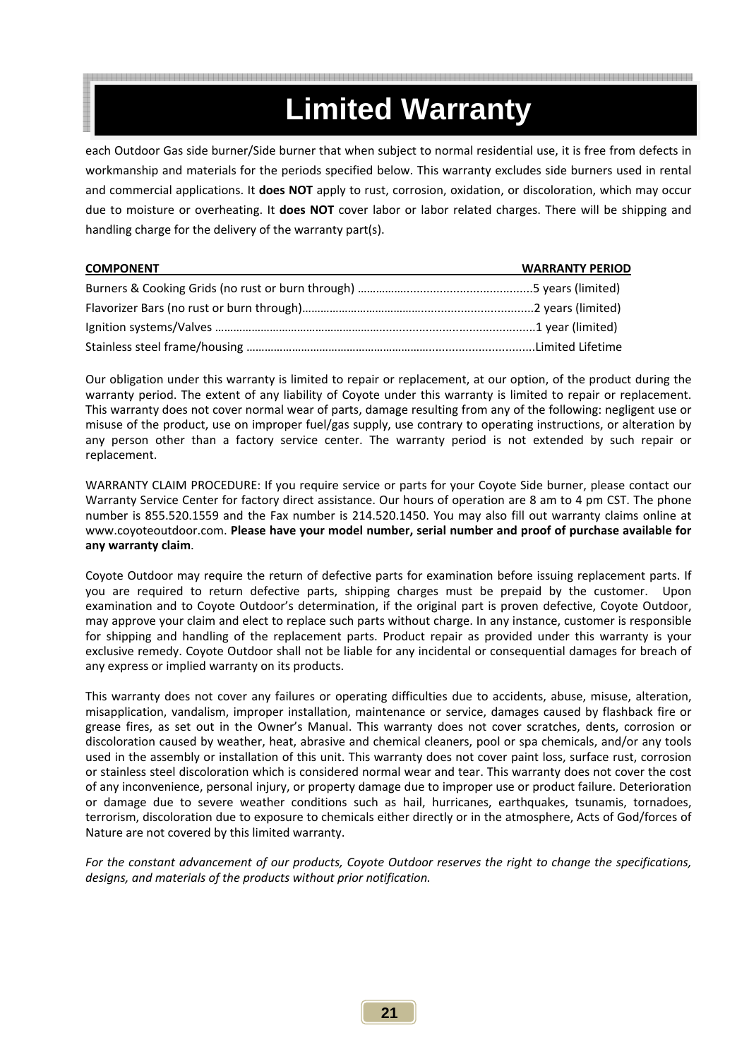# Limited Warranty

each Outdoor Gas side burner/Side burner that when subject to normal residential use, it is free from defects in workmanship and materials for the periods specified below. This warranty excludes side burners used in rental and commercial applications. It **does NOT** apply to rust, corrosion, oxidation, or discoloration, which may occur due to moisture or overheating. It **does NOT** cover labor or labor related charges. There will be shipping and handling charge for the delivery of the warranty part(s).

| COMPONENT | WARRANTY PERIOD |
|---|---|
| Burners & Cooking Grids (no rust or burn through) | 5 years (limited) |
| Flavorizer Bars (no rust or burn through) | 2 years (limited) |
| Ignition systems/Valves | 1 year (limited) |
| Stainless steel frame/housing | Limited Lifetime |

Our obligation under this warranty is limited to repair or replacement, at our option, of the product during the warranty period. The extent of any liability of Coyote under this warranty is limited to repair or replacement. This warranty does not cover normal wear of parts, damage resulting from any of the following: negligent use or misuse of the product, use on improper fuel/gas supply, use contrary to operating instructions, or alteration by any person other than a factory service center. The warranty period is not extended by such repair or replacement.

WARRANTY CLAIM PROCEDURE: If you require service or parts for your Coyote Side burner, please contact our Warranty Service Center for factory direct assistance. Our hours of operation are 8 am to 4 pm CST. The phone number is 855.520.1559 and the Fax number is 214.520.1450. You may also fill out warranty claims online at www.coyoteoutdoor.com. **Please have your model number, serial number and proof of purchase available for any warranty claim**.

Coyote Outdoor may require the return of defective parts for examination before issuing replacement parts. If you are required to return defective parts, shipping charges must be prepaid by the customer. Upon examination and to Coyote Outdoor's determination, if the original part is proven defective, Coyote Outdoor, may approve your claim and elect to replace such parts without charge. In any instance, customer is responsible for shipping and handling of the replacement parts. Product repair as provided under this warranty is your exclusive remedy. Coyote Outdoor shall not be liable for any incidental or consequential damages for breach of any express or implied warranty on its products.

This warranty does not cover any failures or operating difficulties due to accidents, abuse, misuse, alteration, misapplication, vandalism, improper installation, maintenance or service, damages caused by flashback fire or grease fires, as set out in the Owner's Manual. This warranty does not cover scratches, dents, corrosion or discoloration caused by weather, heat, abrasive and chemical cleaners, pool or spa chemicals, and/or any tools used in the assembly or installation of this unit. This warranty does not cover paint loss, surface rust, corrosion or stainless steel discoloration which is considered normal wear and tear. This warranty does not cover the cost of any inconvenience, personal injury, or property damage due to improper use or product failure. Deterioration or damage due to severe weather conditions such as hail, hurricanes, earthquakes, tsunamis, tornadoes, terrorism, discoloration due to exposure to chemicals either directly or in the atmosphere, Acts of God/forces of Nature are not covered by this limited warranty.

*For the constant advancement of our products, Coyote Outdoor reserves the right to change the specifications, designs, and materials of the products without prior notification.*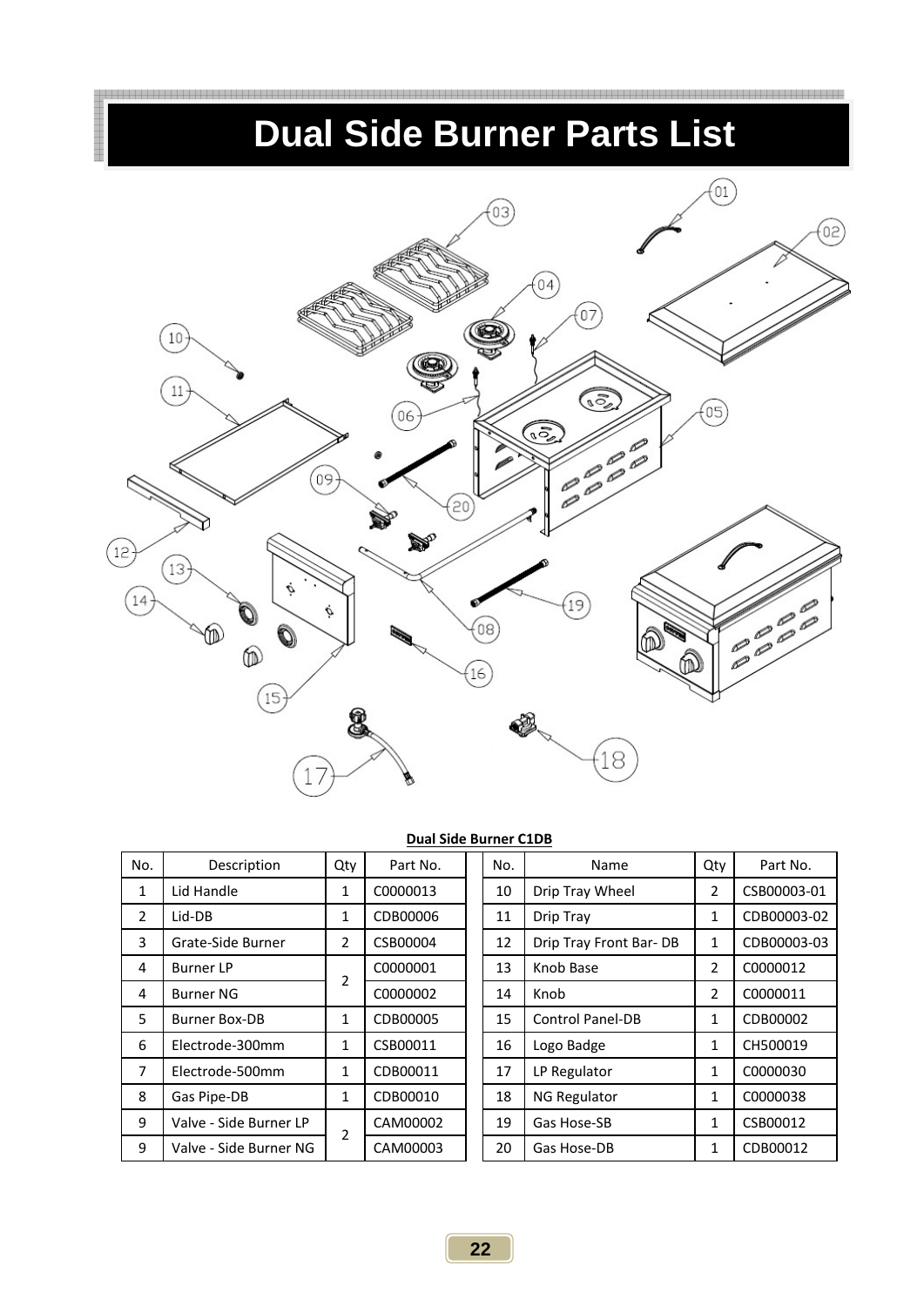# Dual Side Burner Parts List

**Dual Side Burner C1DB**

| No. | Description | Qty | Part No. | No. | Name | Qty | Part No. |
|---|---|---|---|---|---|---|---|
| 1 | Lid Handle | 1 | C0000013 | 10 | Drip Tray Wheel | 2 | CSB00003-01 |
| 2 | Lid-DB | 1 | CDB00006 | 11 | Drip Tray | 1 | CDB00003-02 |
| 3 | Grate-Side Burner | 2 | CSB00004 | 12 | Drip Tray Front Bar- DB | 1 | CDB00003-03 |
| 4 | Burner LP | 2 | C0000001 | 13 | Knob Base | 2 | C0000012 |
| 4 | Burner NG | | C0000002 | 14 | Knob | 2 | C0000011 |
| 5 | Burner Box-DB | 1 | CDB00005 | 15 | Control Panel-DB | 1 | CDB00002 |
| 6 | Electrode-300mm | 1 | CSB00011 | 16 | Logo Badge | 1 | CH500019 |
| 7 | Electrode-500mm | 1 | CDB00011 | 17 | LP Regulator | 1 | C0000030 |
| 8 | Gas Pipe-DB | 1 | CDB00010 | 18 | NG Regulator | 1 | C0000038 |
| 9 | Valve - Side Burner LP | 2 | CAM00002 | 19 | Gas Hose-SB | 1 | CSB00012 |
| 9 | Valve - Side Burner NG | | CAM00003 | 20 | Gas Hose-DB | 1 | CDB00012 |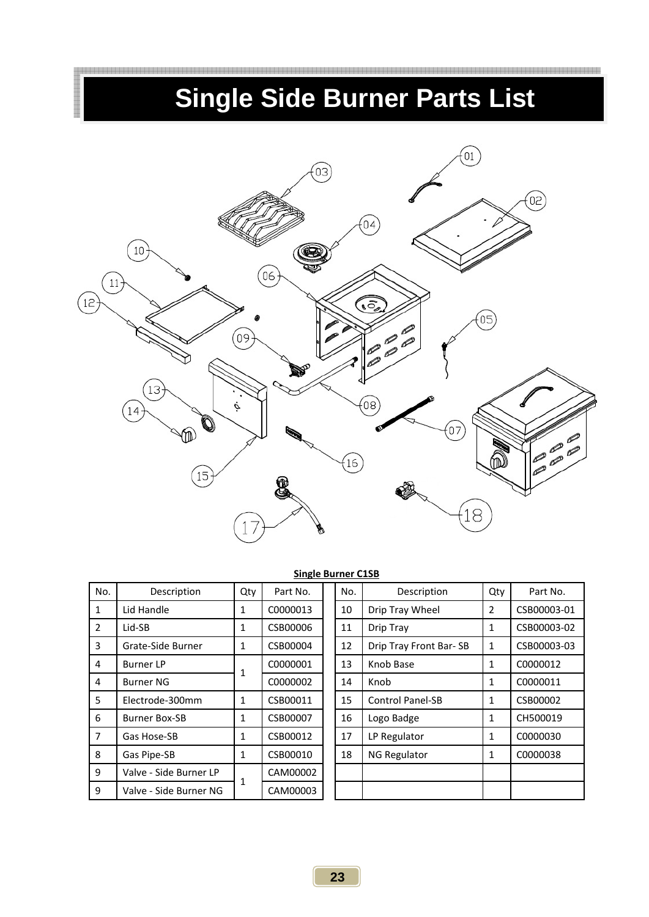# Single Side Burner Parts List

01
02
03
04
05
06
07
08
09
10
11
12
13
14
15
16
17
18

**Single Burner C1SB**

| No. | Description | Qty | Part No. | No. | Description | Qty | Part No. |
|---|---|---|---|---|---|---|---|
| 1 | Lid Handle | 1 | C0000013 | 10 | Drip Tray Wheel | 2 | CSB00003-01 |
| 2 | Lid-SB | 1 | CSB00006 | 11 | Drip Tray | 1 | CSB00003-02 |
| 3 | Grate-Side Burner | 1 | CSB00004 | 12 | Drip Tray Front Bar- SB | 1 | CSB00003-03 |
| 4 | Burner LP | 1 | C0000001 | 13 | Knob Base | 1 | C0000012 |
| 4 | Burner NG | | C0000002 | 14 | Knob | 1 | C0000011 |
| 5 | Electrode-300mm | 1 | CSB00011 | 15 | Control Panel-SB | 1 | CSB00002 |
| 6 | Burner Box-SB | 1 | CSB00007 | 16 | Logo Badge | 1 | CH500019 |
| 7 | Gas Hose-SB | 1 | CSB00012 | 17 | LP Regulator | 1 | C0000030 |
| 8 | Gas Pipe-SB | 1 | CSB00010 | 18 | NG Regulator | 1 | C0000038 |
| 9 | Valve - Side Burner LP | 1 | CAM00002 | | | | |
| 9 | Valve - Side Burner NG | | CAM00003 | | | | |